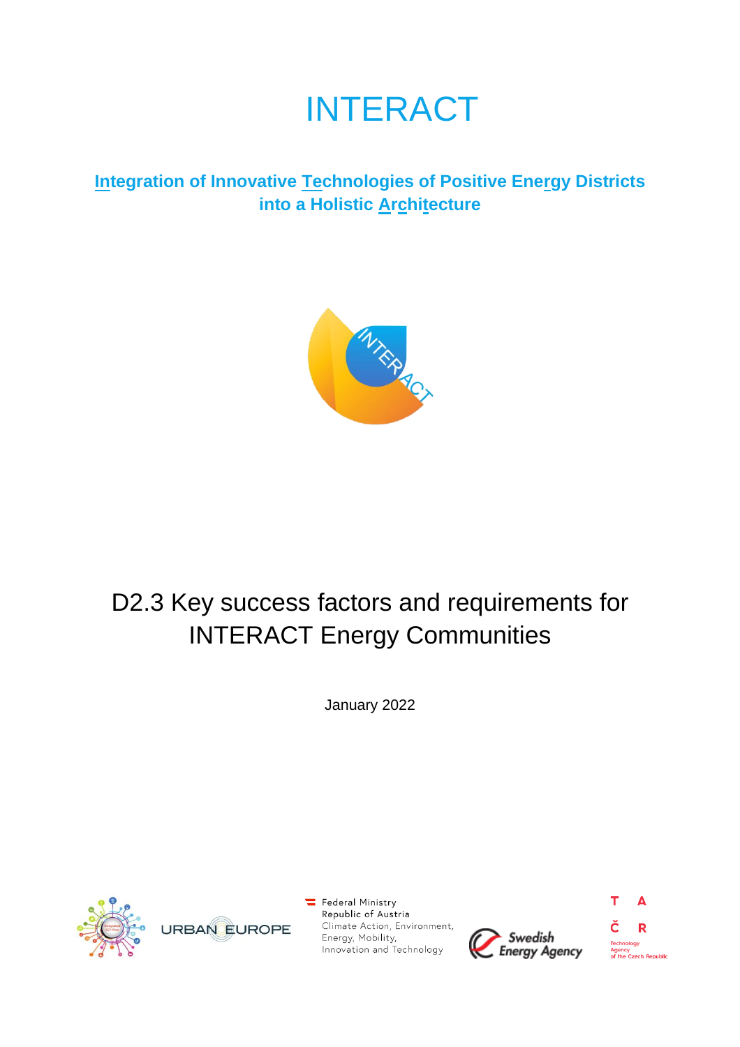# INTERACT

**Integration of Innovative Technologies of Positive Energy Districts into a Holistic Architecture**

## D2.3 Key success factors and requirements for INTERACT Energy Communities

January 2022

URBAN EUROPE

Federal Ministry
Republic of Austria
Climate Action, Environment, Energy, Mobility, Innovation and Technology

Swedish Energy Agency

T A Č R
Technology Agency of the Czech Republic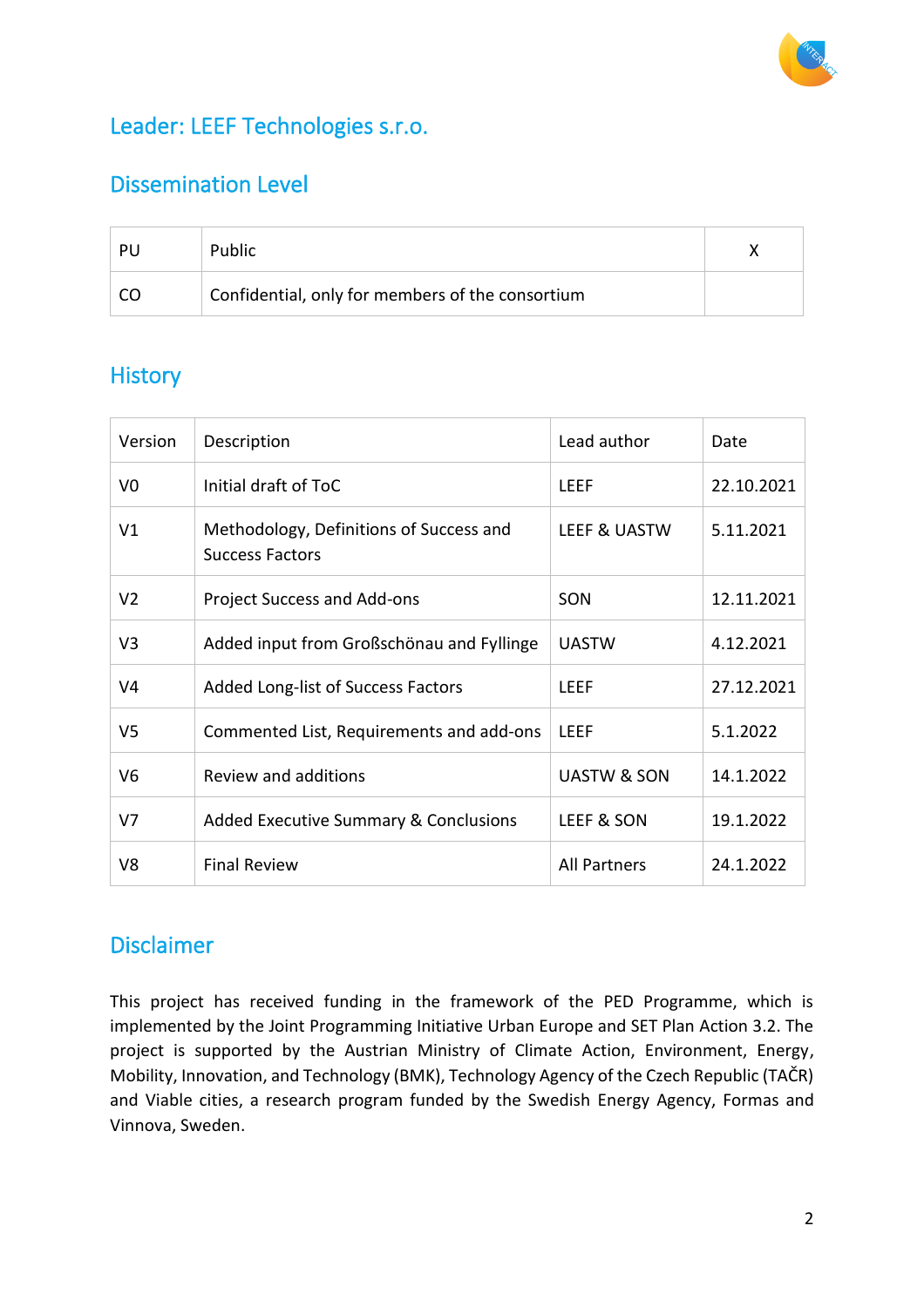## Leader: LEEF Technologies s.r.o.

## Dissemination Level

| PU | Public | X |
|---|---|---|
| CO | Confidential, only for members of the consortium | |

## History

| Version | Description | Lead author | Date |
|---|---|---|---|
| V0 | Initial draft of ToC | LEEF | 22.10.2021 |
| V1 | Methodology, Definitions of Success and Success Factors | LEEF & UASTW | 5.11.2021 |
| V2 | Project Success and Add-ons | SON | 12.11.2021 |
| V3 | Added input from Großschönau and Fyllinge | UASTW | 4.12.2021 |
| V4 | Added Long-list of Success Factors | LEEF | 27.12.2021 |
| V5 | Commented List, Requirements and add-ons | LEEF | 5.1.2022 |
| V6 | Review and additions | UASTW & SON | 14.1.2022 |
| V7 | Added Executive Summary & Conclusions | LEEF & SON | 19.1.2022 |
| V8 | Final Review | All Partners | 24.1.2022 |

## Disclaimer

This project has received funding in the framework of the PED Programme, which is implemented by the Joint Programming Initiative Urban Europe and SET Plan Action 3.2. The project is supported by the Austrian Ministry of Climate Action, Environment, Energy, Mobility, Innovation, and Technology (BMK), Technology Agency of the Czech Republic (TAČR) and Viable cities, a research program funded by the Swedish Energy Agency, Formas and Vinnova, Sweden.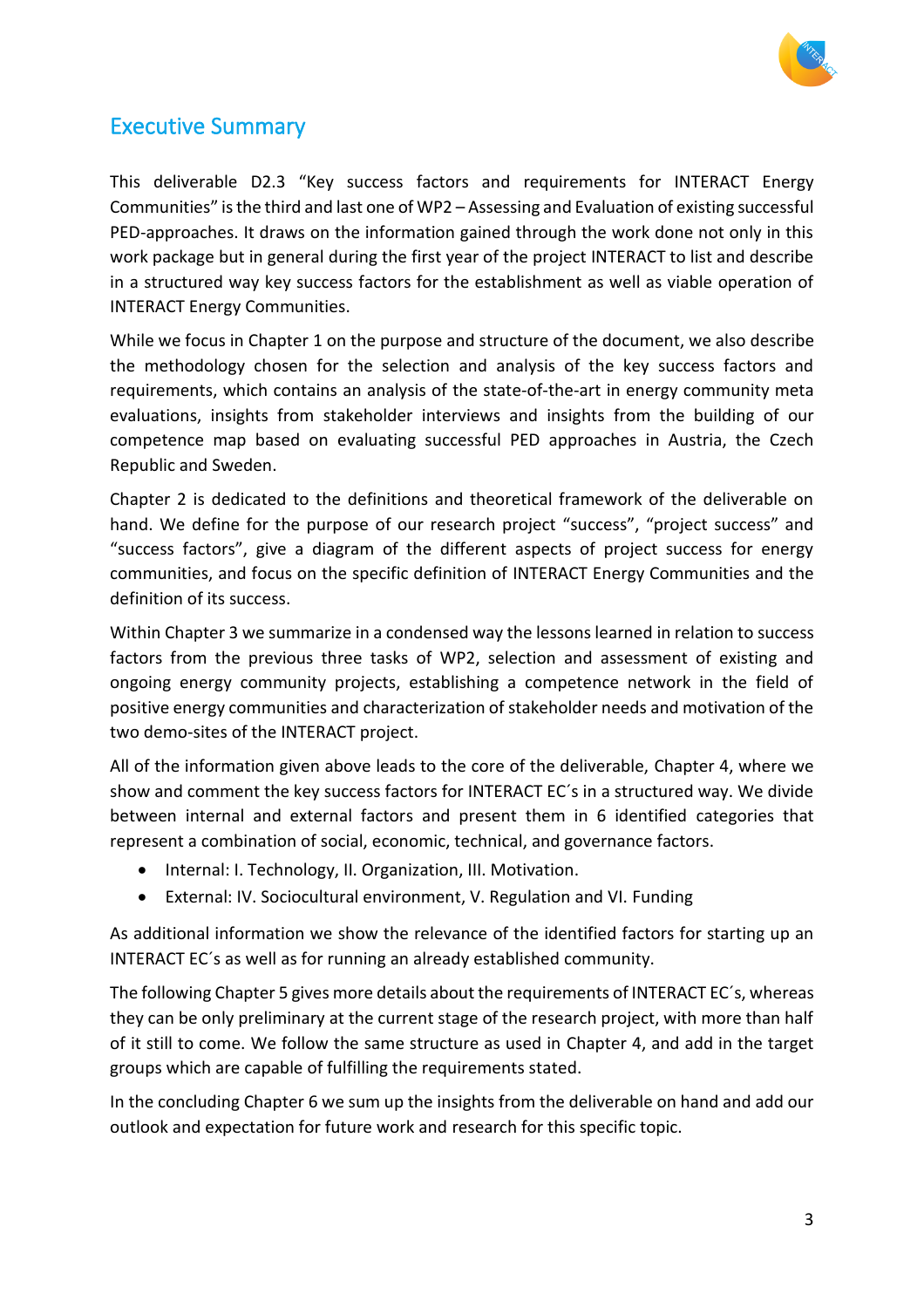# Executive Summary

This deliverable D2.3 "Key success factors and requirements for INTERACT Energy Communities" is the third and last one of WP2 – Assessing and Evaluation of existing successful PED-approaches. It draws on the information gained through the work done not only in this work package but in general during the first year of the project INTERACT to list and describe in a structured way key success factors for the establishment as well as viable operation of INTERACT Energy Communities.

While we focus in Chapter 1 on the purpose and structure of the document, we also describe the methodology chosen for the selection and analysis of the key success factors and requirements, which contains an analysis of the state-of-the-art in energy community meta evaluations, insights from stakeholder interviews and insights from the building of our competence map based on evaluating successful PED approaches in Austria, the Czech Republic and Sweden.

Chapter 2 is dedicated to the definitions and theoretical framework of the deliverable on hand. We define for the purpose of our research project "success", "project success" and "success factors", give a diagram of the different aspects of project success for energy communities, and focus on the specific definition of INTERACT Energy Communities and the definition of its success.

Within Chapter 3 we summarize in a condensed way the lessons learned in relation to success factors from the previous three tasks of WP2, selection and assessment of existing and ongoing energy community projects, establishing a competence network in the field of positive energy communities and characterization of stakeholder needs and motivation of the two demo-sites of the INTERACT project.

All of the information given above leads to the core of the deliverable, Chapter 4, where we show and comment the key success factors for INTERACT EC´s in a structured way. We divide between internal and external factors and present them in 6 identified categories that represent a combination of social, economic, technical, and governance factors.

- Internal: I. Technology, II. Organization, III. Motivation.
- External: IV. Sociocultural environment, V. Regulation and VI. Funding

As additional information we show the relevance of the identified factors for starting up an INTERACT EC´s as well as for running an already established community.

The following Chapter 5 gives more details about the requirements of INTERACT EC´s, whereas they can be only preliminary at the current stage of the research project, with more than half of it still to come. We follow the same structure as used in Chapter 4, and add in the target groups which are capable of fulfilling the requirements stated.

In the concluding Chapter 6 we sum up the insights from the deliverable on hand and add our outlook and expectation for future work and research for this specific topic.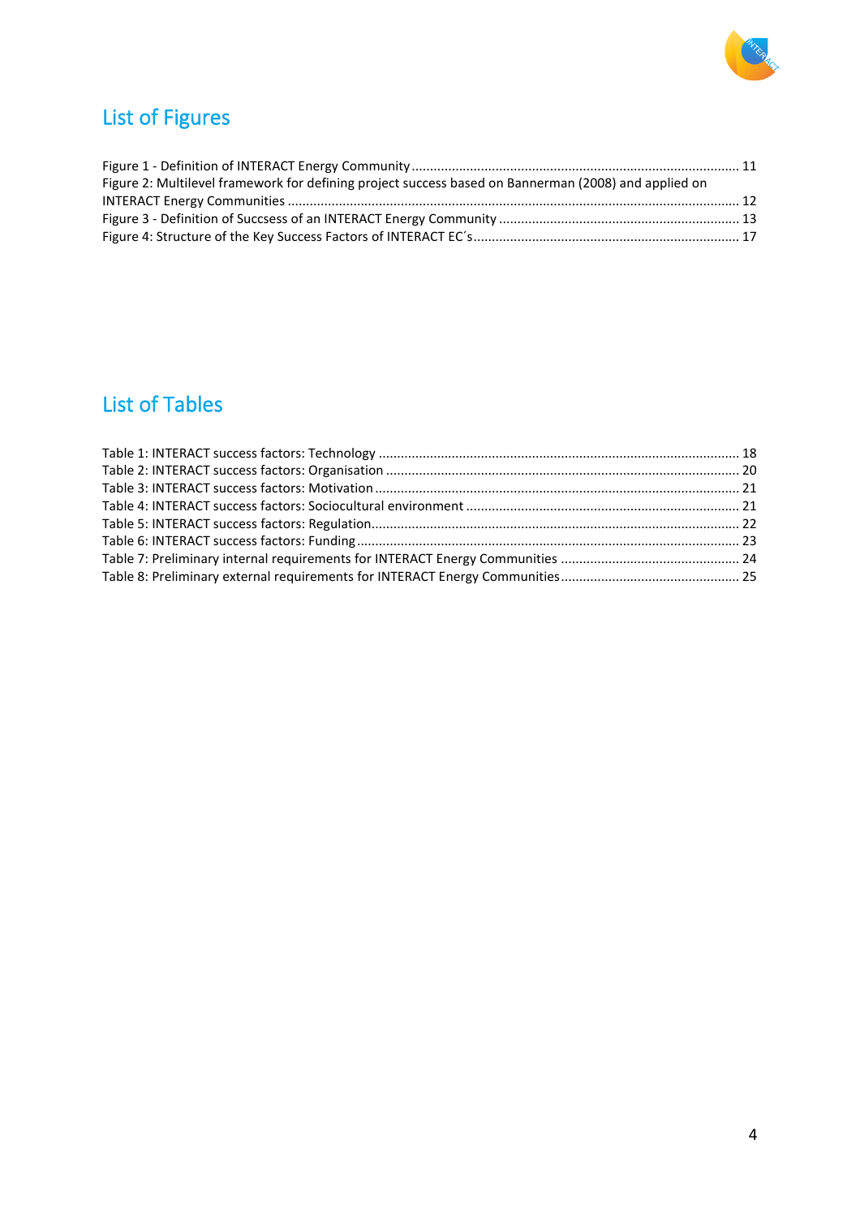## List of Figures

Figure 1 - Definition of INTERACT Energy Community ........................................................................................ 11
Figure 2: Multilevel framework for defining project success based on Bannerman (2008) and applied on INTERACT Energy Communities ........................................................................................................................ 12
Figure 3 - Definition of Succsess of an INTERACT Energy Community ................................................................ 13
Figure 4: Structure of the Key Success Factors of INTERACT EC´s ....................................................................... 17

## List of Tables

Table 1: INTERACT success factors: Technology ................................................................................................ 18
Table 2: INTERACT success factors: Organisation ............................................................................................... 20
Table 3: INTERACT success factors: Motivation .................................................................................................. 21
Table 4: INTERACT success factors: Sociocultural environment .......................................................................... 21
Table 5: INTERACT success factors: Regulation................................................................................................... 22
Table 6: INTERACT success factors: Funding ....................................................................................................... 23
Table 7: Preliminary internal requirements for INTERACT Energy Communities ................................................ 24
Table 8: Preliminary external requirements for INTERACT Energy Communities................................................ 25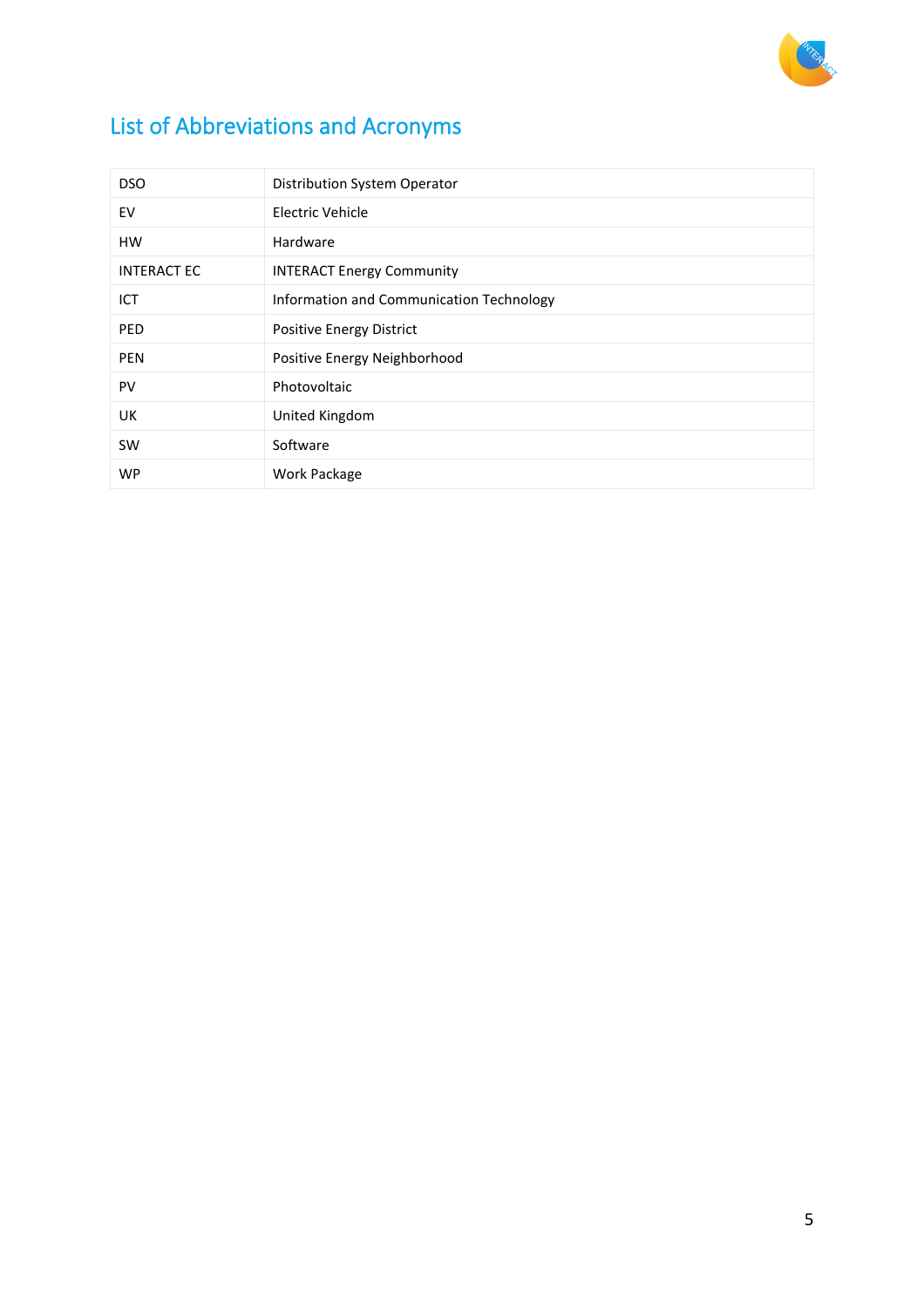# List of Abbreviations and Acronyms

| | |
|---|---|
| DSO | Distribution System Operator |
| EV | Electric Vehicle |
| HW | Hardware |
| INTERACT EC | INTERACT Energy Community |
| ICT | Information and Communication Technology |
| PED | Positive Energy District |
| PEN | Positive Energy Neighborhood |
| PV | Photovoltaic |
| UK | United Kingdom |
| SW | Software |
| WP | Work Package |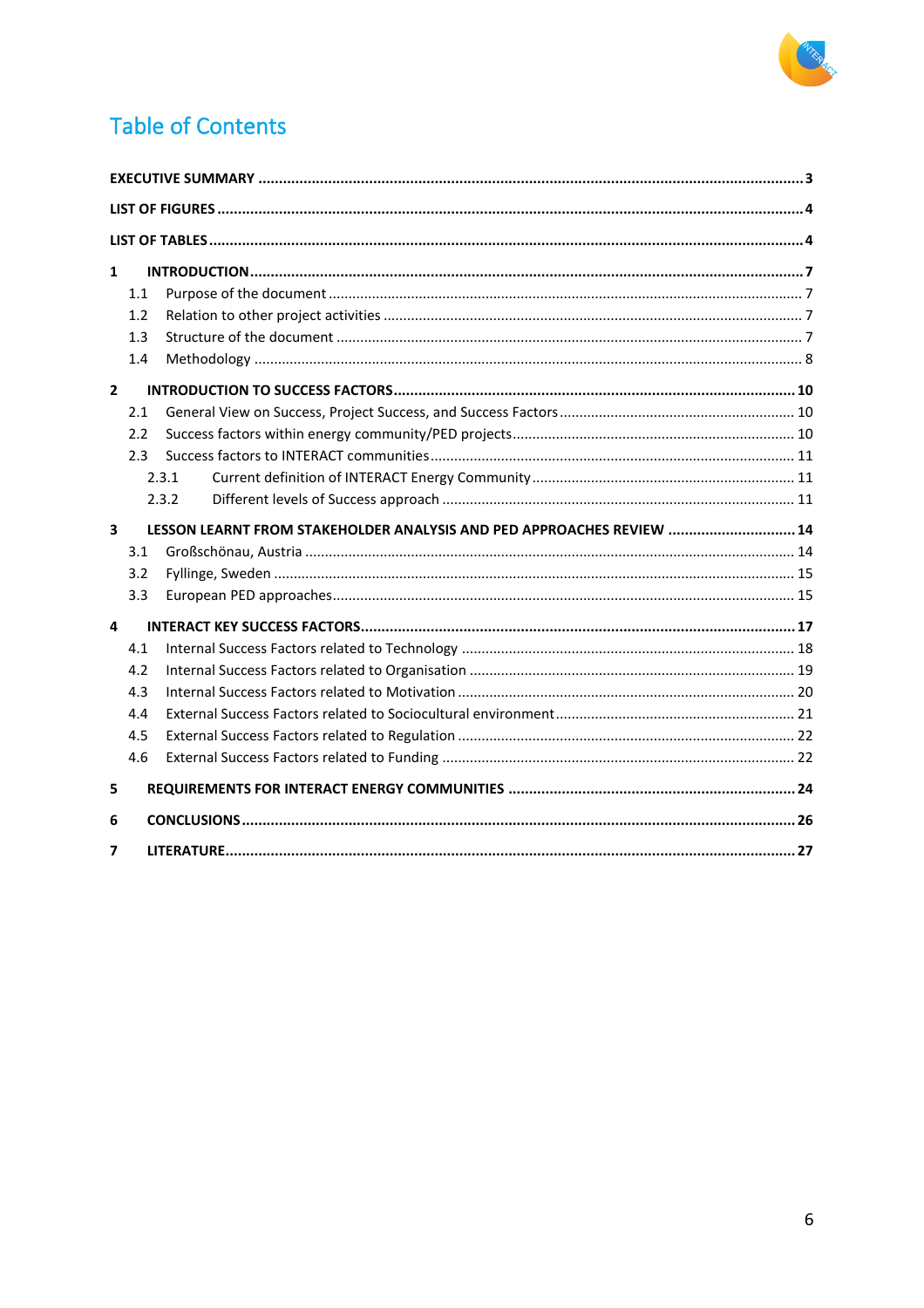# Table of Contents

**EXECUTIVE SUMMARY** ..... **3**

**LIST OF FIGURES** ..... **4**

**LIST OF TABLES** ..... **4**

**1 INTRODUCTION** ..... **7**

- 1.1 Purpose of the document ..... 7
- 1.2 Relation to other project activities ..... 7
- 1.3 Structure of the document ..... 7
- 1.4 Methodology ..... 8

**2 INTRODUCTION TO SUCCESS FACTORS** ..... **10**

- 2.1 General View on Success, Project Success, and Success Factors ..... 10
- 2.2 Success factors within energy community/PED projects ..... 10
- 2.3 Success factors to INTERACT communities ..... 11
  - 2.3.1 Current definition of INTERACT Energy Community ..... 11
  - 2.3.2 Different levels of Success approach ..... 11

**3 LESSON LEARNT FROM STAKEHOLDER ANALYSIS AND PED APPROACHES REVIEW** ..... **14**

- 3.1 Großschönau, Austria ..... 14
- 3.2 Fyllinge, Sweden ..... 15
- 3.3 European PED approaches ..... 15

**4 INTERACT KEY SUCCESS FACTORS** ..... **17**

- 4.1 Internal Success Factors related to Technology ..... 18
- 4.2 Internal Success Factors related to Organisation ..... 19
- 4.3 Internal Success Factors related to Motivation ..... 20
- 4.4 External Success Factors related to Sociocultural environment ..... 21
- 4.5 External Success Factors related to Regulation ..... 22
- 4.6 External Success Factors related to Funding ..... 22

**5 REQUIREMENTS FOR INTERACT ENERGY COMMUNITIES** ..... **24**

**6 CONCLUSIONS** ..... **26**

**7 LITERATURE** ..... **27**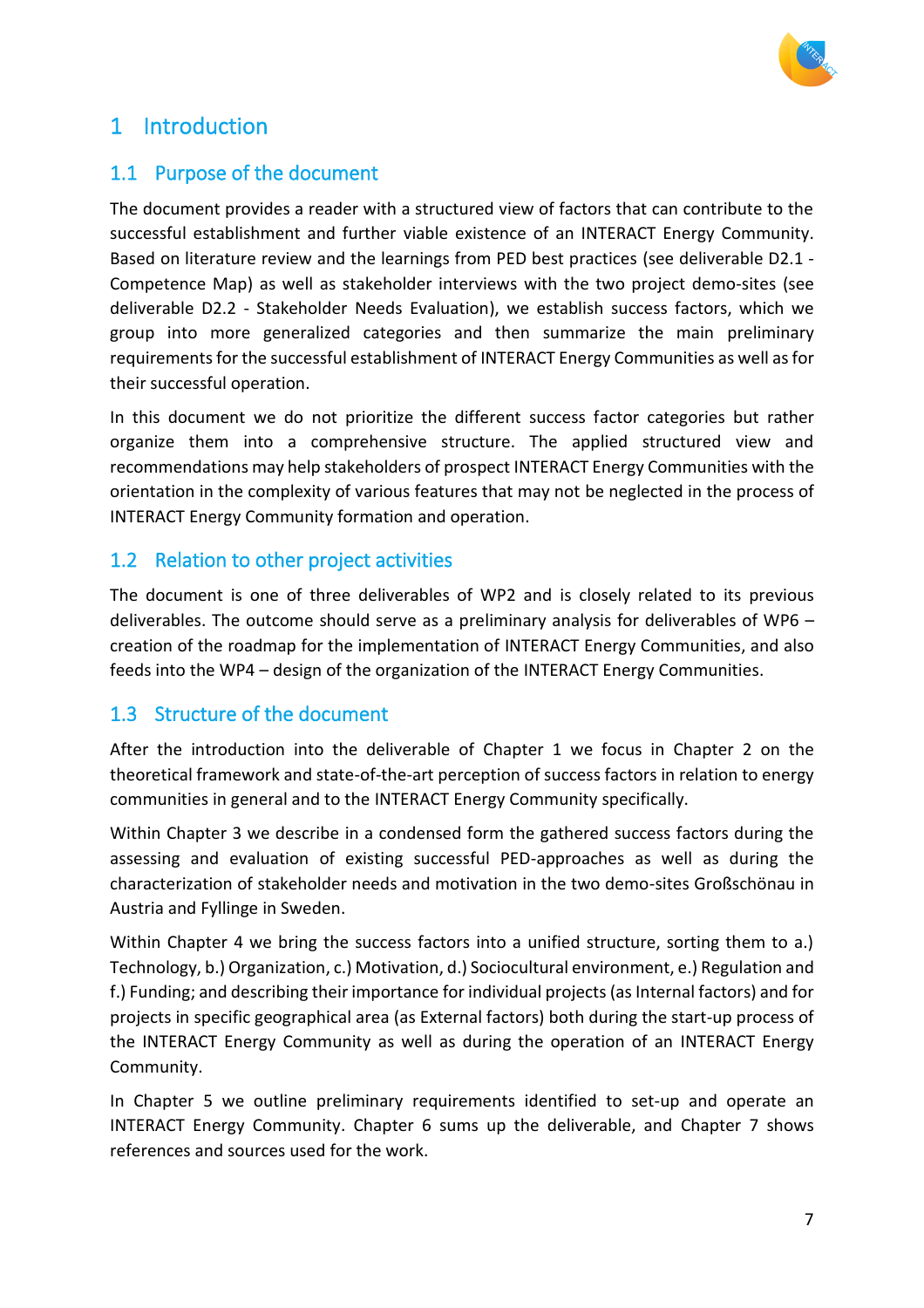# 1 Introduction

## 1.1 Purpose of the document

The document provides a reader with a structured view of factors that can contribute to the successful establishment and further viable existence of an INTERACT Energy Community. Based on literature review and the learnings from PED best practices (see deliverable D2.1 - Competence Map) as well as stakeholder interviews with the two project demo-sites (see deliverable D2.2 - Stakeholder Needs Evaluation), we establish success factors, which we group into more generalized categories and then summarize the main preliminary requirements for the successful establishment of INTERACT Energy Communities as well as for their successful operation.

In this document we do not prioritize the different success factor categories but rather organize them into a comprehensive structure. The applied structured view and recommendations may help stakeholders of prospect INTERACT Energy Communities with the orientation in the complexity of various features that may not be neglected in the process of INTERACT Energy Community formation and operation.

## 1.2 Relation to other project activities

The document is one of three deliverables of WP2 and is closely related to its previous deliverables. The outcome should serve as a preliminary analysis for deliverables of WP6 – creation of the roadmap for the implementation of INTERACT Energy Communities, and also feeds into the WP4 – design of the organization of the INTERACT Energy Communities.

## 1.3 Structure of the document

After the introduction into the deliverable of Chapter 1 we focus in Chapter 2 on the theoretical framework and state-of-the-art perception of success factors in relation to energy communities in general and to the INTERACT Energy Community specifically.

Within Chapter 3 we describe in a condensed form the gathered success factors during the assessing and evaluation of existing successful PED-approaches as well as during the characterization of stakeholder needs and motivation in the two demo-sites Großschönau in Austria and Fyllinge in Sweden.

Within Chapter 4 we bring the success factors into a unified structure, sorting them to a.) Technology, b.) Organization, c.) Motivation, d.) Sociocultural environment, e.) Regulation and f.) Funding; and describing their importance for individual projects (as Internal factors) and for projects in specific geographical area (as External factors) both during the start-up process of the INTERACT Energy Community as well as during the operation of an INTERACT Energy Community.

In Chapter 5 we outline preliminary requirements identified to set-up and operate an INTERACT Energy Community. Chapter 6 sums up the deliverable, and Chapter 7 shows references and sources used for the work.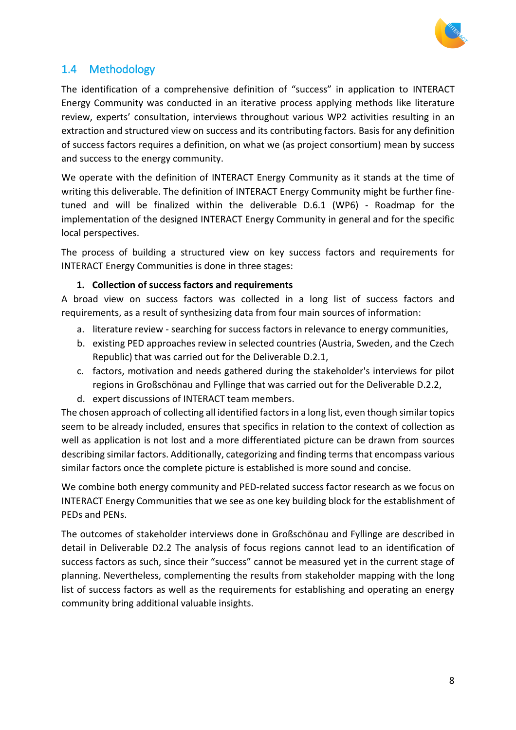## 1.4 Methodology

The identification of a comprehensive definition of "success" in application to INTERACT Energy Community was conducted in an iterative process applying methods like literature review, experts' consultation, interviews throughout various WP2 activities resulting in an extraction and structured view on success and its contributing factors. Basis for any definition of success factors requires a definition, on what we (as project consortium) mean by success and success to the energy community.

We operate with the definition of INTERACT Energy Community as it stands at the time of writing this deliverable. The definition of INTERACT Energy Community might be further fine-tuned and will be finalized within the deliverable D.6.1 (WP6) - Roadmap for the implementation of the designed INTERACT Energy Community in general and for the specific local perspectives.

The process of building a structured view on key success factors and requirements for INTERACT Energy Communities is done in three stages:

1. **Collection of success factors and requirements**

A broad view on success factors was collected in a long list of success factors and requirements, as a result of synthesizing data from four main sources of information:

a. literature review - searching for success factors in relevance to energy communities,
b. existing PED approaches review in selected countries (Austria, Sweden, and the Czech Republic) that was carried out for the Deliverable D.2.1,
c. factors, motivation and needs gathered during the stakeholder's interviews for pilot regions in Großschönau and Fyllinge that was carried out for the Deliverable D.2.2,
d. expert discussions of INTERACT team members.

The chosen approach of collecting all identified factors in a long list, even though similar topics seem to be already included, ensures that specifics in relation to the context of collection as well as application is not lost and a more differentiated picture can be drawn from sources describing similar factors. Additionally, categorizing and finding terms that encompass various similar factors once the complete picture is established is more sound and concise.

We combine both energy community and PED-related success factor research as we focus on INTERACT Energy Communities that we see as one key building block for the establishment of PEDs and PENs.

The outcomes of stakeholder interviews done in Großschönau and Fyllinge are described in detail in Deliverable D2.2 The analysis of focus regions cannot lead to an identification of success factors as such, since their "success" cannot be measured yet in the current stage of planning. Nevertheless, complementing the results from stakeholder mapping with the long list of success factors as well as the requirements for establishing and operating an energy community bring additional valuable insights.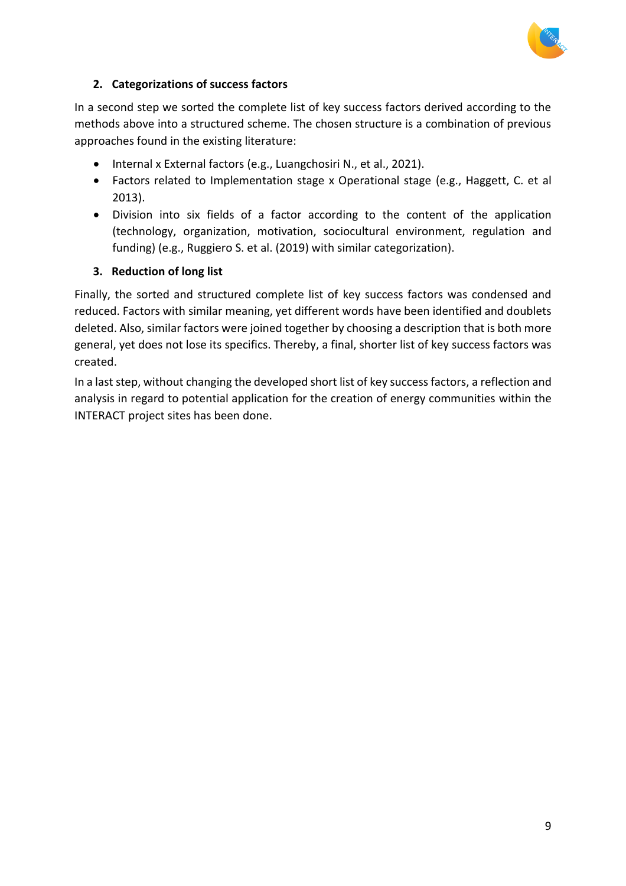## 2. Categorizations of success factors

In a second step we sorted the complete list of key success factors derived according to the methods above into a structured scheme. The chosen structure is a combination of previous approaches found in the existing literature:

- Internal x External factors (e.g., Luangchosiri N., et al., 2021).
- Factors related to Implementation stage x Operational stage (e.g., Haggett, C. et al 2013).
- Division into six fields of a factor according to the content of the application (technology, organization, motivation, sociocultural environment, regulation and funding) (e.g., Ruggiero S. et al. (2019) with similar categorization).

## 3. Reduction of long list

Finally, the sorted and structured complete list of key success factors was condensed and reduced. Factors with similar meaning, yet different words have been identified and doublets deleted. Also, similar factors were joined together by choosing a description that is both more general, yet does not lose its specifics. Thereby, a final, shorter list of key success factors was created.

In a last step, without changing the developed short list of key success factors, a reflection and analysis in regard to potential application for the creation of energy communities within the INTERACT project sites has been done.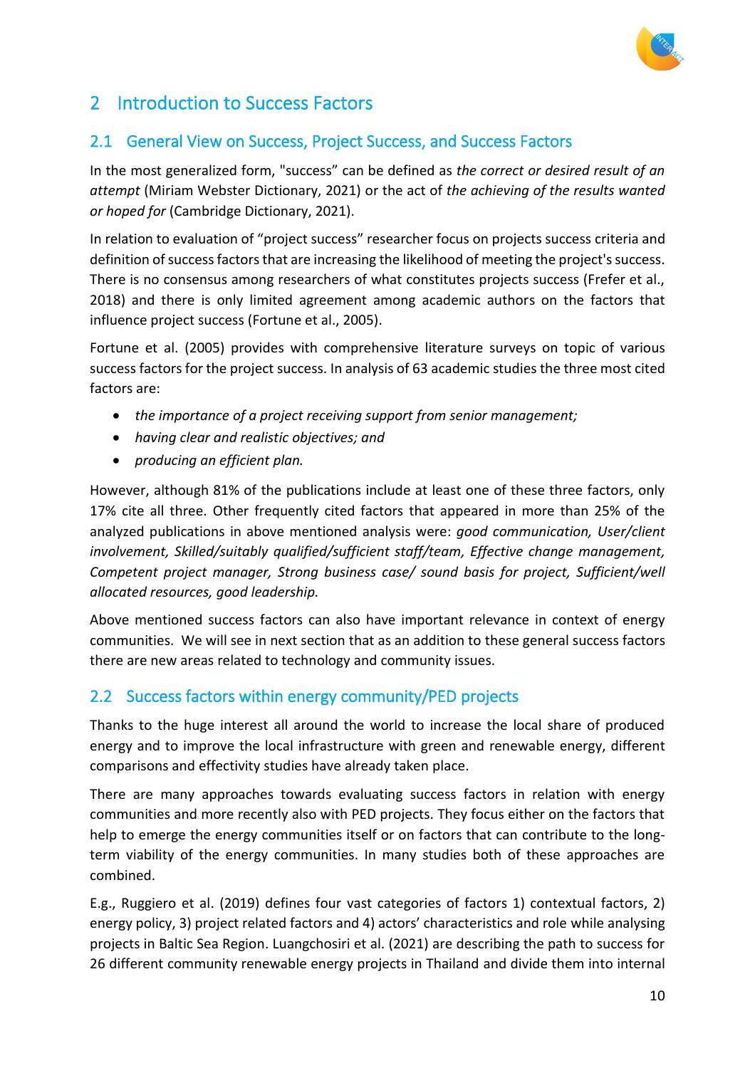## 2 Introduction to Success Factors

### 2.1 General View on Success, Project Success, and Success Factors

In the most generalized form, "success" can be defined as *the correct or desired result of an attempt* (Miriam Webster Dictionary, 2021) or the act of *the achieving of the results wanted or hoped for* (Cambridge Dictionary, 2021).

In relation to evaluation of "project success" researcher focus on projects success criteria and definition of success factors that are increasing the likelihood of meeting the project's success. There is no consensus among researchers of what constitutes projects success (Frefer et al., 2018) and there is only limited agreement among academic authors on the factors that influence project success (Fortune et al., 2005).

Fortune et al. (2005) provides with comprehensive literature surveys on topic of various success factors for the project success. In analysis of 63 academic studies the three most cited factors are:

- *the importance of a project receiving support from senior management;*
- *having clear and realistic objectives; and*
- *producing an efficient plan.*

However, although 81% of the publications include at least one of these three factors, only 17% cite all three. Other frequently cited factors that appeared in more than 25% of the analyzed publications in above mentioned analysis were: *good communication, User/client involvement, Skilled/suitably qualified/sufficient staff/team, Effective change management, Competent project manager, Strong business case/ sound basis for project, Sufficient/well allocated resources, good leadership.*

Above mentioned success factors can also have important relevance in context of energy communities. We will see in next section that as an addition to these general success factors there are new areas related to technology and community issues.

### 2.2 Success factors within energy community/PED projects

Thanks to the huge interest all around the world to increase the local share of produced energy and to improve the local infrastructure with green and renewable energy, different comparisons and effectivity studies have already taken place.

There are many approaches towards evaluating success factors in relation with energy communities and more recently also with PED projects. They focus either on the factors that help to emerge the energy communities itself or on factors that can contribute to the long-term viability of the energy communities. In many studies both of these approaches are combined.

E.g., Ruggiero et al. (2019) defines four vast categories of factors 1) contextual factors, 2) energy policy, 3) project related factors and 4) actors' characteristics and role while analysing projects in Baltic Sea Region. Luangchosiri et al. (2021) are describing the path to success for 26 different community renewable energy projects in Thailand and divide them into internal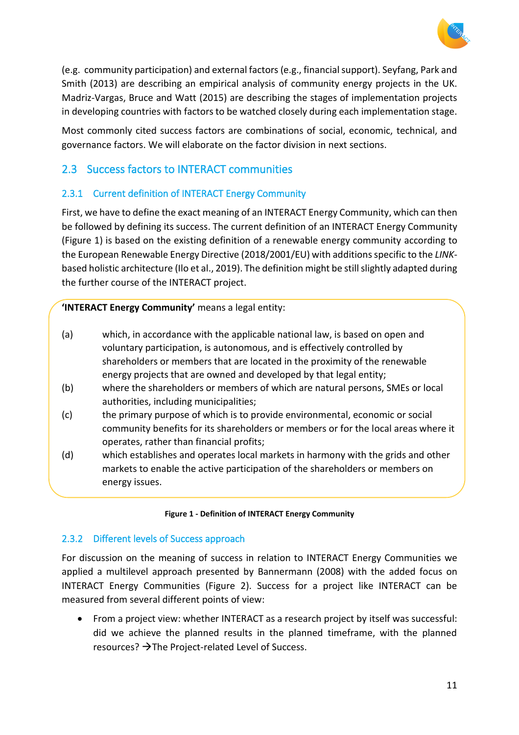(e.g. community participation) and external factors (e.g., financial support). Seyfang, Park and Smith (2013) are describing an empirical analysis of community energy projects in the UK. Madriz-Vargas, Bruce and Watt (2015) are describing the stages of implementation projects in developing countries with factors to be watched closely during each implementation stage.

Most commonly cited success factors are combinations of social, economic, technical, and governance factors. We will elaborate on the factor division in next sections.

## 2.3 Success factors to INTERACT communities

### 2.3.1 Current definition of INTERACT Energy Community

First, we have to define the exact meaning of an INTERACT Energy Community, which can then be followed by defining its success. The current definition of an INTERACT Energy Community (Figure 1) is based on the existing definition of a renewable energy community according to the European Renewable Energy Directive (2018/2001/EU) with additions specific to the *LINK*-based holistic architecture (Ilo et al., 2019). The definition might be still slightly adapted during the further course of the INTERACT project.

**'INTERACT Energy Community'** means a legal entity:

(a) which, in accordance with the applicable national law, is based on open and voluntary participation, is autonomous, and is effectively controlled by shareholders or members that are located in the proximity of the renewable energy projects that are owned and developed by that legal entity;

(b) where the shareholders or members of which are natural persons, SMEs or local authorities, including municipalities;

(c) the primary purpose of which is to provide environmental, economic or social community benefits for its shareholders or members or for the local areas where it operates, rather than financial profits;

(d) which establishes and operates local markets in harmony with the grids and other markets to enable the active participation of the shareholders or members on energy issues.

**Figure 1 - Definition of INTERACT Energy Community**

### 2.3.2 Different levels of Success approach

For discussion on the meaning of success in relation to INTERACT Energy Communities we applied a multilevel approach presented by Bannermann (2008) with the added focus on INTERACT Energy Communities (Figure 2). Success for a project like INTERACT can be measured from several different points of view:

- From a project view: whether INTERACT as a research project by itself was successful: did we achieve the planned results in the planned timeframe, with the planned resources? →The Project-related Level of Success.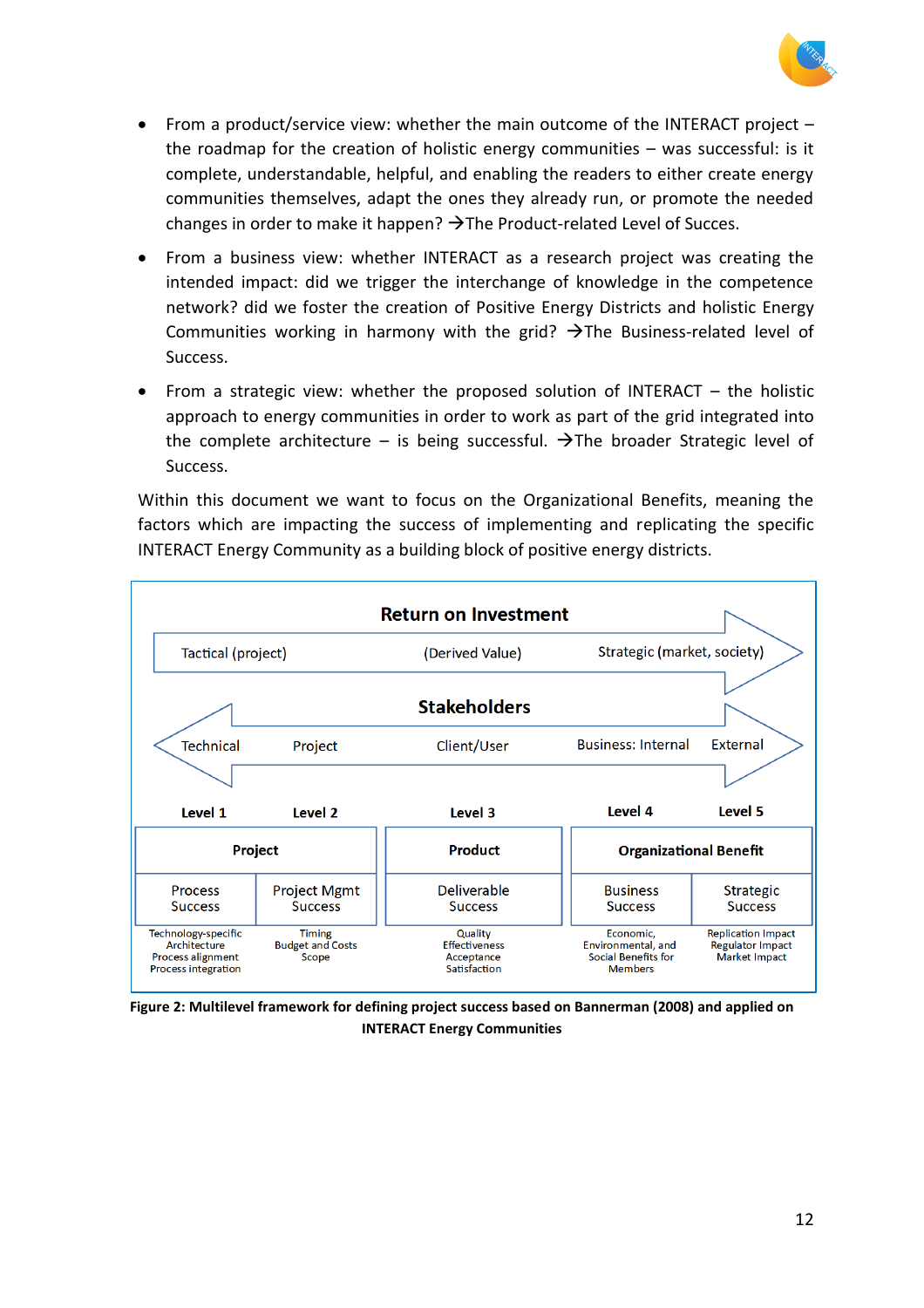- From a product/service view: whether the main outcome of the INTERACT project – the roadmap for the creation of holistic energy communities – was successful: is it complete, understandable, helpful, and enabling the readers to either create energy communities themselves, adapt the ones they already run, or promote the needed changes in order to make it happen? →The Product-related Level of Succes.
- From a business view: whether INTERACT as a research project was creating the intended impact: did we trigger the interchange of knowledge in the competence network? did we foster the creation of Positive Energy Districts and holistic Energy Communities working in harmony with the grid? →The Business-related level of Success.
- From a strategic view: whether the proposed solution of INTERACT – the holistic approach to energy communities in order to work as part of the grid integrated into the complete architecture – is being successful. →The broader Strategic level of Success.

Within this document we want to focus on the Organizational Benefits, meaning the factors which are impacting the success of implementing and replicating the specific INTERACT Energy Community as a building block of positive energy districts.

**Return on Investment**

Tactical (project) → (Derived Value) → Strategic (market, society)

**Stakeholders**

Technical ← Project – Client/User – Business: Internal → External

| Level 1 | Level 2 | Level 3 | Level 4 | Level 5 |
|---|---|---|---|---|
| **Project** | | **Product** | **Organizational Benefit** | |
| Process Success | Project Mgmt Success | Deliverable Success | Business Success | Strategic Success |
| Technology-specific Architecture Process alignment Process integration | Timing Budget and Costs Scope | Quality Effectiveness Acceptance Satisfaction | Economic, Environmental, and Social Benefits for Members | Replication Impact Regulator Impact Market Impact |

**Figure 2: Multilevel framework for defining project success based on Bannerman (2008) and applied on INTERACT Energy Communities**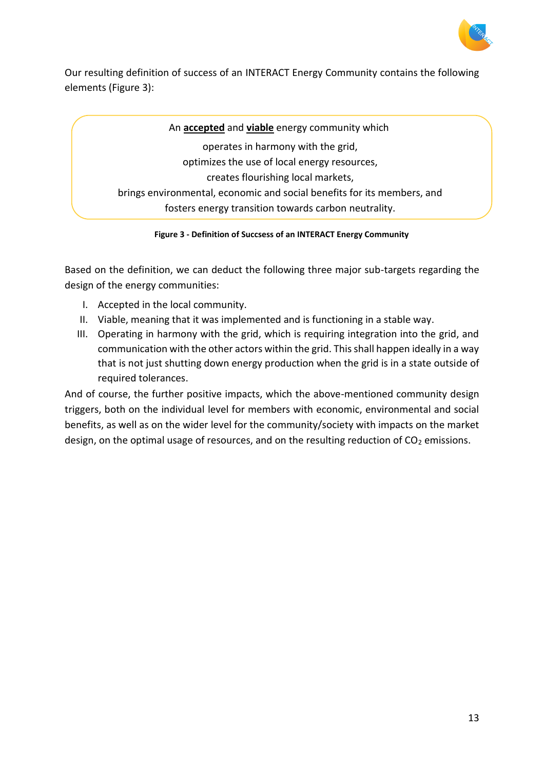Our resulting definition of success of an INTERACT Energy Community contains the following elements (Figure 3):

> An **accepted** and **viable** energy community which
>
> operates in harmony with the grid,
> optimizes the use of local energy resources,
> creates flourishing local markets,
> brings environmental, economic and social benefits for its members, and
> fosters energy transition towards carbon neutrality.

**Figure 3 - Definition of Succsess of an INTERACT Energy Community**

Based on the definition, we can deduct the following three major sub-targets regarding the design of the energy communities:

I. Accepted in the local community.
II. Viable, meaning that it was implemented and is functioning in a stable way.
III. Operating in harmony with the grid, which is requiring integration into the grid, and communication with the other actors within the grid. This shall happen ideally in a way that is not just shutting down energy production when the grid is in a state outside of required tolerances.

And of course, the further positive impacts, which the above-mentioned community design triggers, both on the individual level for members with economic, environmental and social benefits, as well as on the wider level for the community/society with impacts on the market design, on the optimal usage of resources, and on the resulting reduction of $CO_2$ emissions.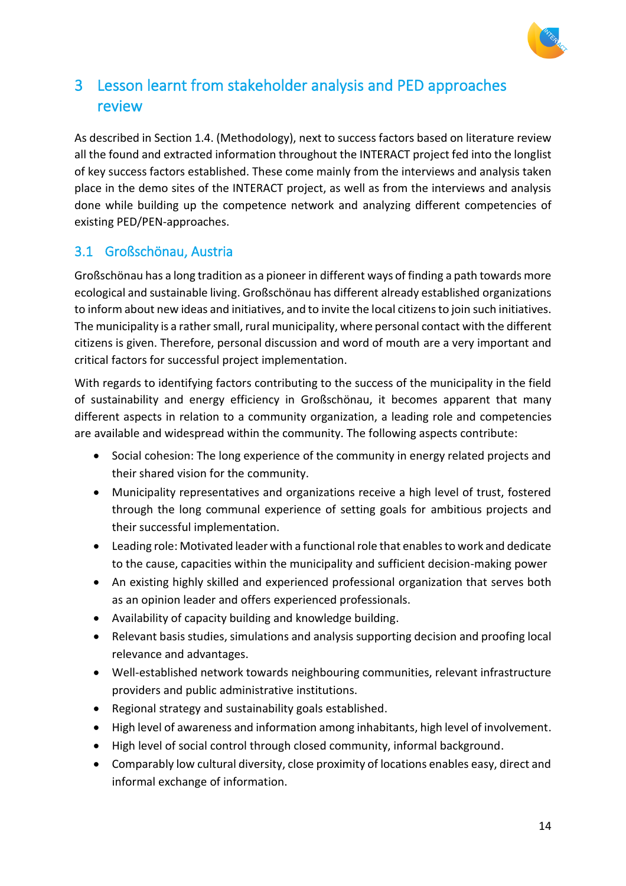# 3 Lesson learnt from stakeholder analysis and PED approaches review

As described in Section 1.4. (Methodology), next to success factors based on literature review all the found and extracted information throughout the INTERACT project fed into the longlist of key success factors established. These come mainly from the interviews and analysis taken place in the demo sites of the INTERACT project, as well as from the interviews and analysis done while building up the competence network and analyzing different competencies of existing PED/PEN-approaches.

## 3.1 Großschönau, Austria

Großschönau has a long tradition as a pioneer in different ways of finding a path towards more ecological and sustainable living. Großschönau has different already established organizations to inform about new ideas and initiatives, and to invite the local citizens to join such initiatives. The municipality is a rather small, rural municipality, where personal contact with the different citizens is given. Therefore, personal discussion and word of mouth are a very important and critical factors for successful project implementation.

With regards to identifying factors contributing to the success of the municipality in the field of sustainability and energy efficiency in Großschönau, it becomes apparent that many different aspects in relation to a community organization, a leading role and competencies are available and widespread within the community. The following aspects contribute:

- Social cohesion: The long experience of the community in energy related projects and their shared vision for the community.
- Municipality representatives and organizations receive a high level of trust, fostered through the long communal experience of setting goals for ambitious projects and their successful implementation.
- Leading role: Motivated leader with a functional role that enables to work and dedicate to the cause, capacities within the municipality and sufficient decision-making power
- An existing highly skilled and experienced professional organization that serves both as an opinion leader and offers experienced professionals.
- Availability of capacity building and knowledge building.
- Relevant basis studies, simulations and analysis supporting decision and proofing local relevance and advantages.
- Well-established network towards neighbouring communities, relevant infrastructure providers and public administrative institutions.
- Regional strategy and sustainability goals established.
- High level of awareness and information among inhabitants, high level of involvement.
- High level of social control through closed community, informal background.
- Comparably low cultural diversity, close proximity of locations enables easy, direct and informal exchange of information.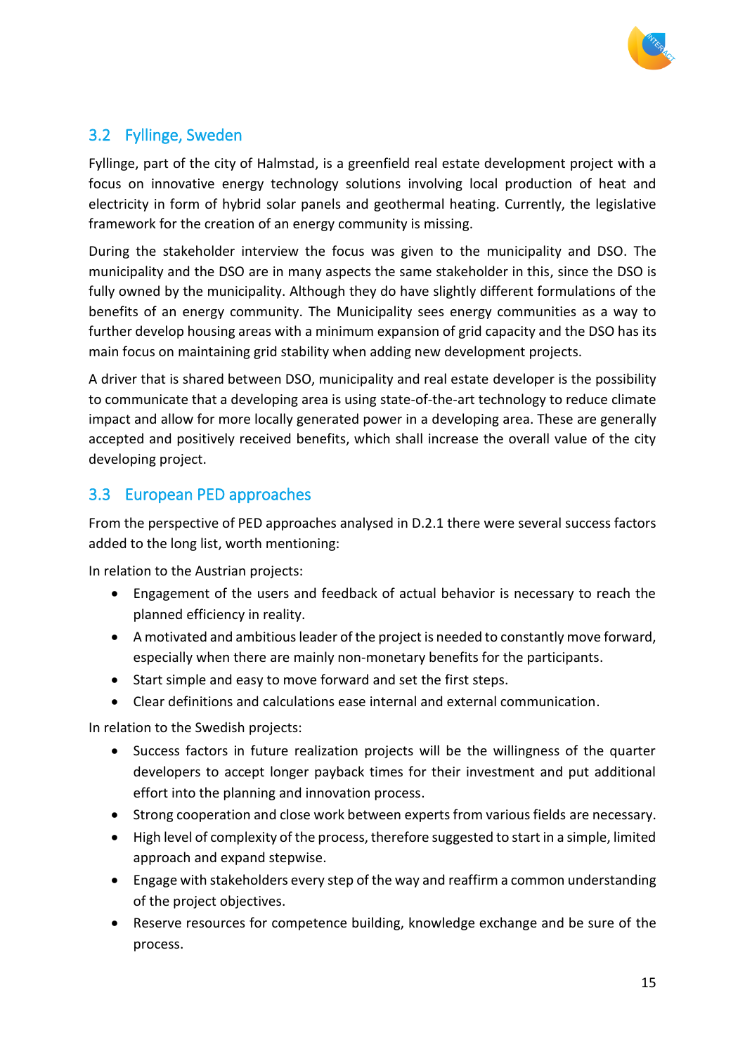## 3.2 Fyllinge, Sweden

Fyllinge, part of the city of Halmstad, is a greenfield real estate development project with a focus on innovative energy technology solutions involving local production of heat and electricity in form of hybrid solar panels and geothermal heating. Currently, the legislative framework for the creation of an energy community is missing.

During the stakeholder interview the focus was given to the municipality and DSO. The municipality and the DSO are in many aspects the same stakeholder in this, since the DSO is fully owned by the municipality. Although they do have slightly different formulations of the benefits of an energy community. The Municipality sees energy communities as a way to further develop housing areas with a minimum expansion of grid capacity and the DSO has its main focus on maintaining grid stability when adding new development projects.

A driver that is shared between DSO, municipality and real estate developer is the possibility to communicate that a developing area is using state-of-the-art technology to reduce climate impact and allow for more locally generated power in a developing area. These are generally accepted and positively received benefits, which shall increase the overall value of the city developing project.

## 3.3 European PED approaches

From the perspective of PED approaches analysed in D.2.1 there were several success factors added to the long list, worth mentioning:

In relation to the Austrian projects:

- Engagement of the users and feedback of actual behavior is necessary to reach the planned efficiency in reality.
- A motivated and ambitious leader of the project is needed to constantly move forward, especially when there are mainly non-monetary benefits for the participants.
- Start simple and easy to move forward and set the first steps.
- Clear definitions and calculations ease internal and external communication.

In relation to the Swedish projects:

- Success factors in future realization projects will be the willingness of the quarter developers to accept longer payback times for their investment and put additional effort into the planning and innovation process.
- Strong cooperation and close work between experts from various fields are necessary.
- High level of complexity of the process, therefore suggested to start in a simple, limited approach and expand stepwise.
- Engage with stakeholders every step of the way and reaffirm a common understanding of the project objectives.
- Reserve resources for competence building, knowledge exchange and be sure of the process.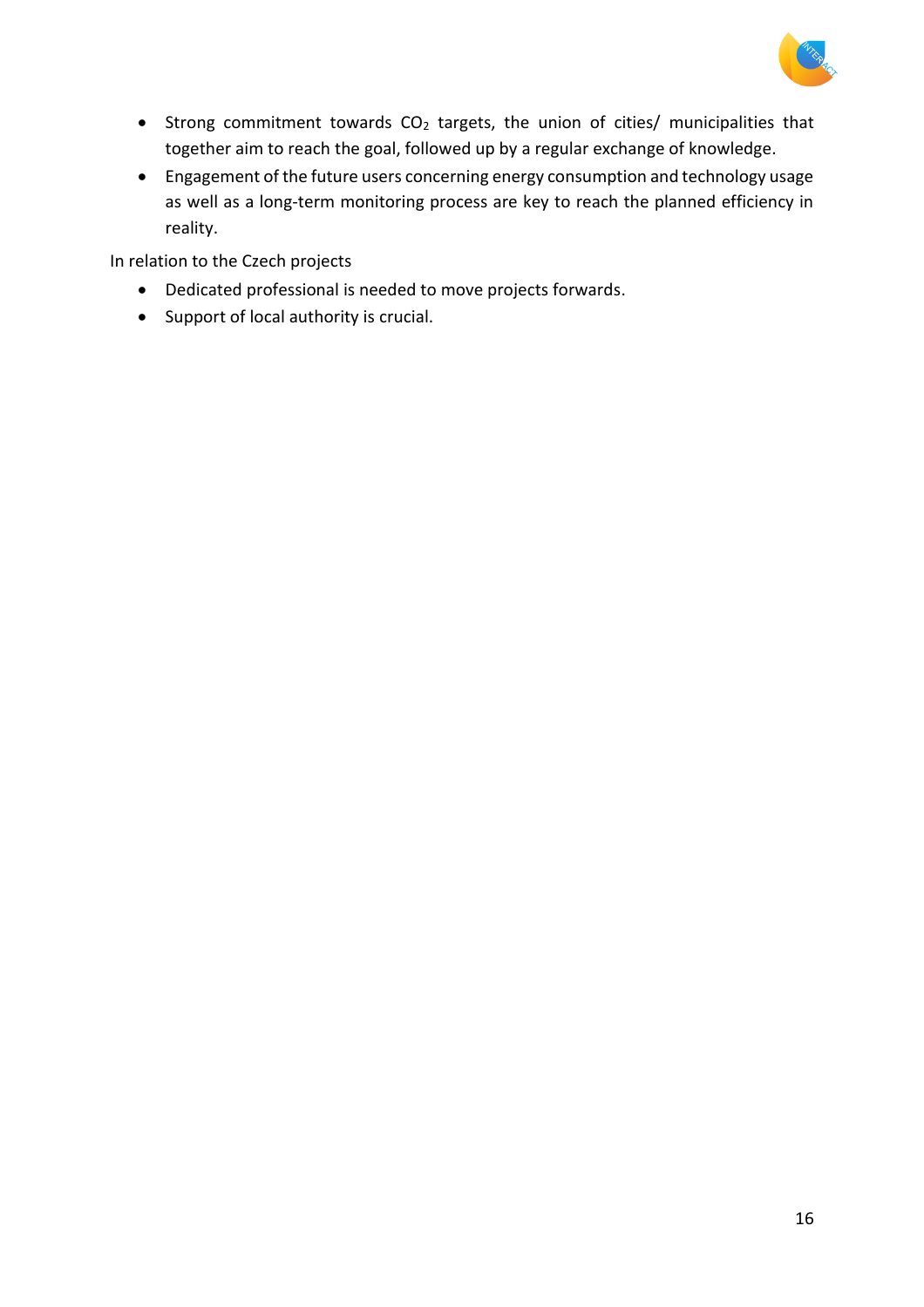- Strong commitment towards $CO_2$ targets, the union of cities/ municipalities that together aim to reach the goal, followed up by a regular exchange of knowledge.
- Engagement of the future users concerning energy consumption and technology usage as well as a long-term monitoring process are key to reach the planned efficiency in reality.

In relation to the Czech projects

- Dedicated professional is needed to move projects forwards.
- Support of local authority is crucial.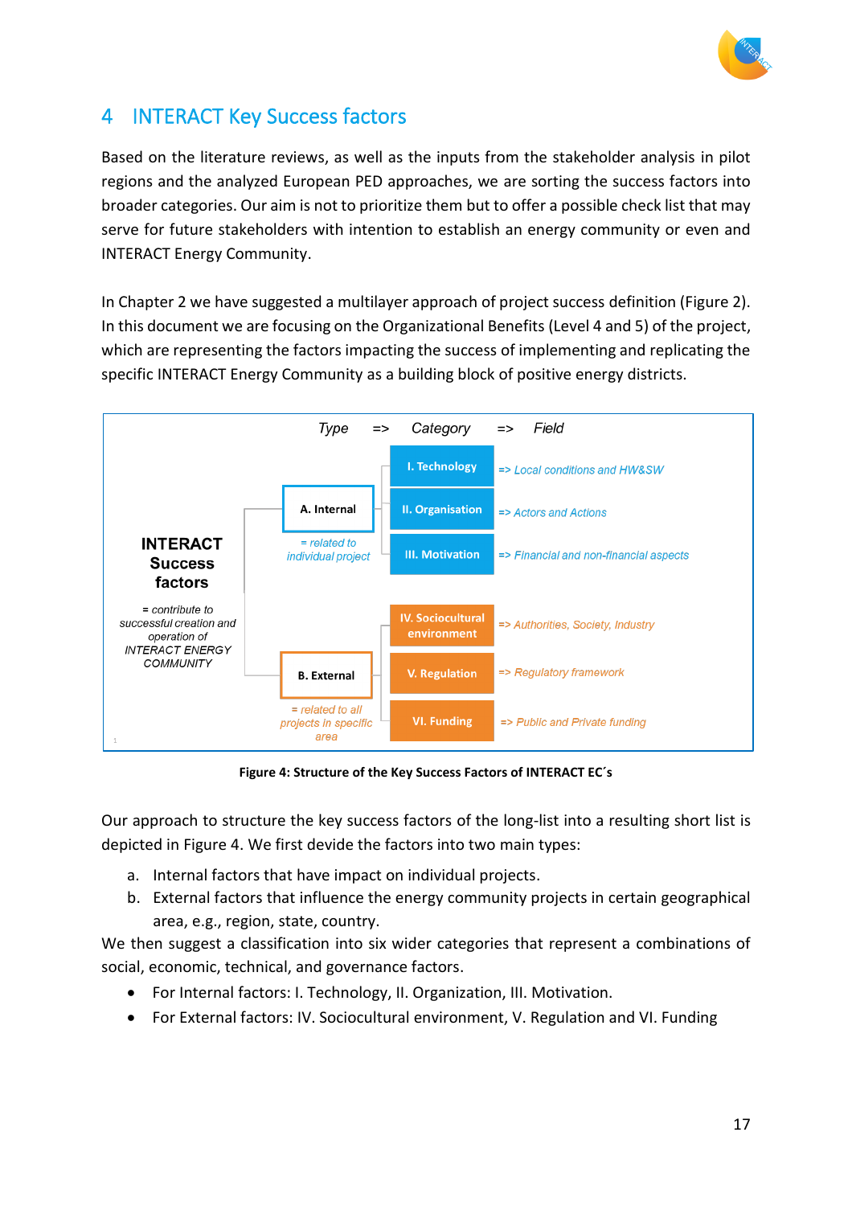# 4 INTERACT Key Success factors

Based on the literature reviews, as well as the inputs from the stakeholder analysis in pilot regions and the analyzed European PED approaches, we are sorting the success factors into broader categories. Our aim is not to prioritize them but to offer a possible check list that may serve for future stakeholders with intention to establish an energy community or even and INTERACT Energy Community.

In Chapter 2 we have suggested a multilayer approach of project success definition (Figure 2). In this document we are focusing on the Organizational Benefits (Level 4 and 5) of the project, which are representing the factors impacting the success of implementing and replicating the specific INTERACT Energy Community as a building block of positive energy districts.

*Type => Category => Field*

**INTERACT Success factors**
*= contribute to successful creation and operation of INTERACT ENERGY COMMUNITY*

- **A. Internal** (*= related to individual project*)
  - **I. Technology** => *Local conditions and HW&SW*
  - **II. Organisation** => *Actors and Actions*
  - **III. Motivation** => *Financial and non-financial aspects*
- **B. External** (*= related to all projects in specific area*)
  - **IV. Sociocultural environment** => *Authorities, Society, Industry*
  - **V. Regulation** => *Regulatory framework*
  - **VI. Funding** => *Public and Private funding*

**Figure 4: Structure of the Key Success Factors of INTERACT EC´s**

Our approach to structure the key success factors of the long-list into a resulting short list is depicted in Figure 4. We first devide the factors into two main types:

a. Internal factors that have impact on individual projects.
b. External factors that influence the energy community projects in certain geographical area, e.g., region, state, country.

We then suggest a classification into six wider categories that represent a combinations of social, economic, technical, and governance factors.

- For Internal factors: I. Technology, II. Organization, III. Motivation.
- For External factors: IV. Sociocultural environment, V. Regulation and VI. Funding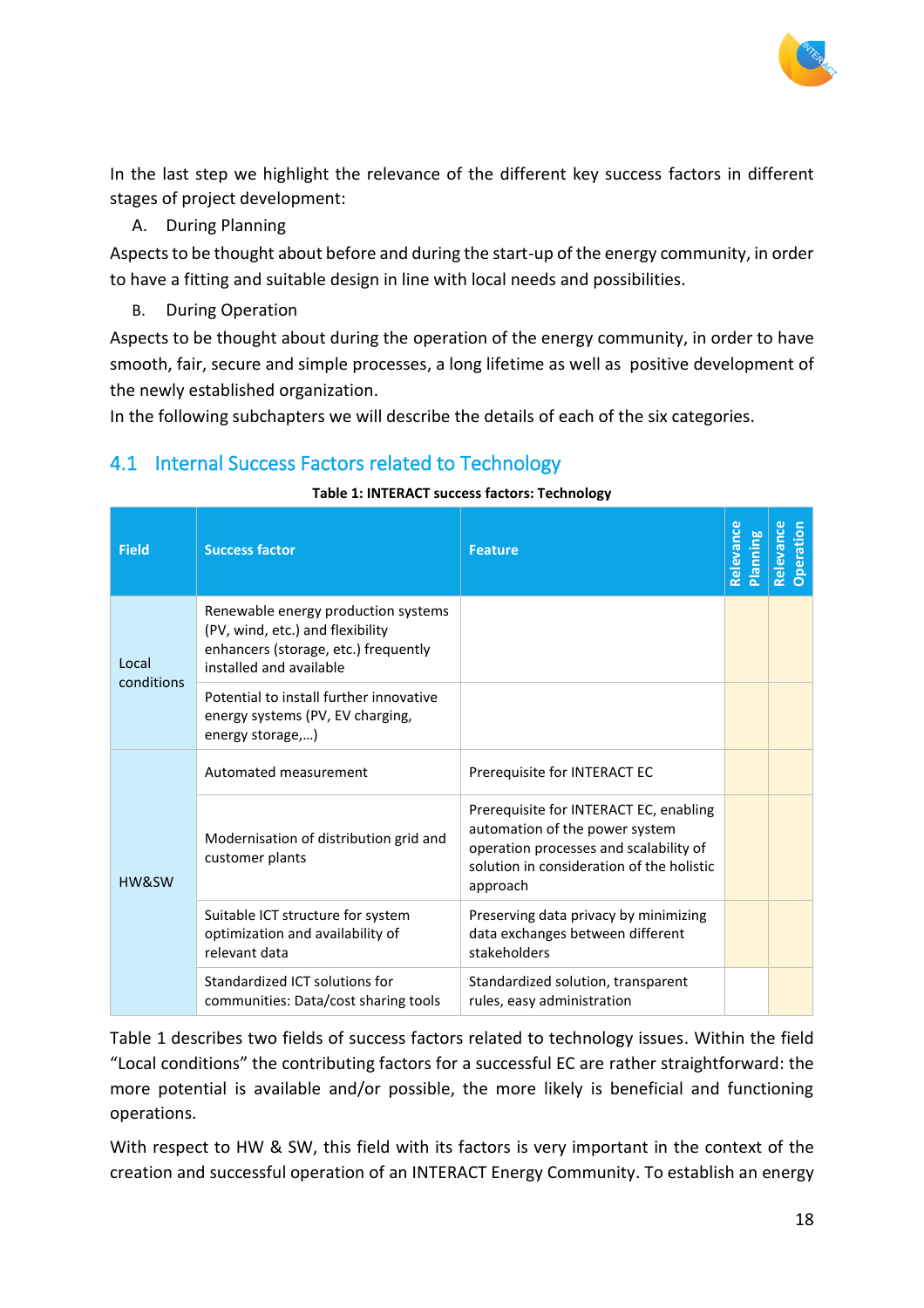In the last step we highlight the relevance of the different key success factors in different stages of project development:

A. During Planning

Aspects to be thought about before and during the start-up of the energy community, in order to have a fitting and suitable design in line with local needs and possibilities.

B. During Operation

Aspects to be thought about during the operation of the energy community, in order to have smooth, fair, secure and simple processes, a long lifetime as well as positive development of the newly established organization.

In the following subchapters we will describe the details of each of the six categories.

## 4.1 Internal Success Factors related to Technology

**Table 1: INTERACT success factors: Technology**

| Field | Success factor | Feature | Relevance Planning | Relevance Operation |
|---|---|---|---|---|
| Local conditions | Renewable energy production systems (PV, wind, etc.) and flexibility enhancers (storage, etc.) frequently installed and available | | | |
| | Potential to install further innovative energy systems (PV, EV charging, energy storage,…) | | | |
| HW&SW | Automated measurement | Prerequisite for INTERACT EC | | |
| | Modernisation of distribution grid and customer plants | Prerequisite for INTERACT EC, enabling automation of the power system operation processes and scalability of solution in consideration of the holistic approach | | |
| | Suitable ICT structure for system optimization and availability of relevant data | Preserving data privacy by minimizing data exchanges between different stakeholders | | |
| | Standardized ICT solutions for communities: Data/cost sharing tools | Standardized solution, transparent rules, easy administration | | |

Table 1 describes two fields of success factors related to technology issues. Within the field "Local conditions" the contributing factors for a successful EC are rather straightforward: the more potential is available and/or possible, the more likely is beneficial and functioning operations.

With respect to HW & SW, this field with its factors is very important in the context of the creation and successful operation of an INTERACT Energy Community. To establish an energy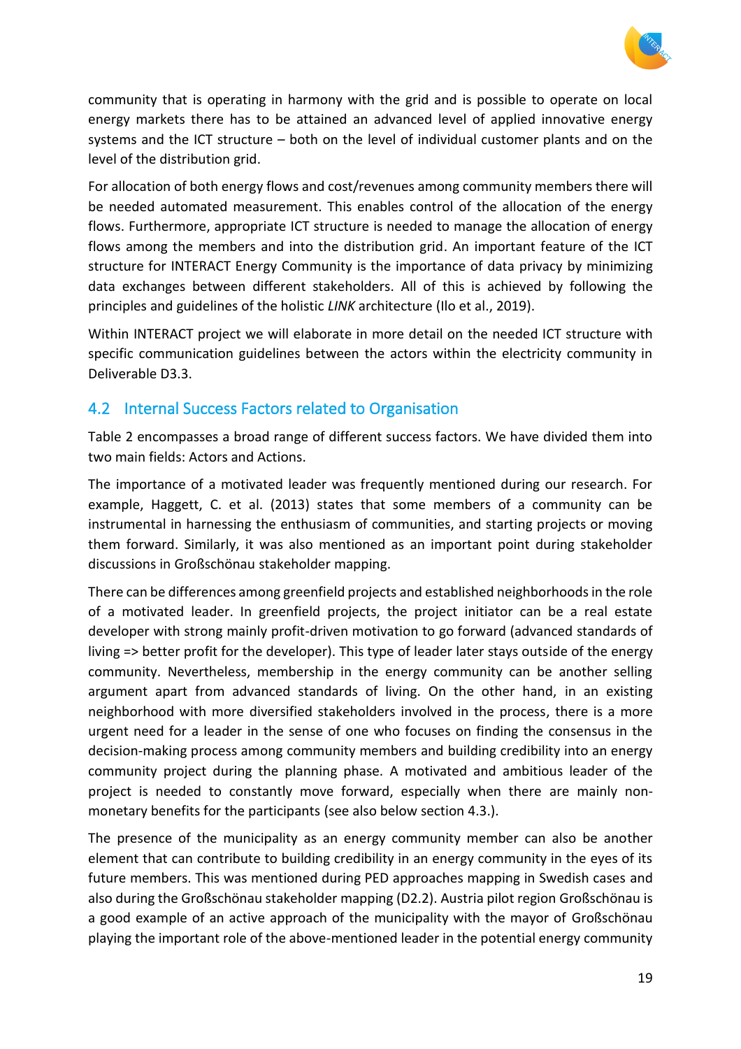community that is operating in harmony with the grid and is possible to operate on local energy markets there has to be attained an advanced level of applied innovative energy systems and the ICT structure – both on the level of individual customer plants and on the level of the distribution grid.

For allocation of both energy flows and cost/revenues among community members there will be needed automated measurement. This enables control of the allocation of the energy flows. Furthermore, appropriate ICT structure is needed to manage the allocation of energy flows among the members and into the distribution grid. An important feature of the ICT structure for INTERACT Energy Community is the importance of data privacy by minimizing data exchanges between different stakeholders. All of this is achieved by following the principles and guidelines of the holistic *LINK* architecture (Ilo et al., 2019).

Within INTERACT project we will elaborate in more detail on the needed ICT structure with specific communication guidelines between the actors within the electricity community in Deliverable D3.3.

## 4.2 Internal Success Factors related to Organisation

Table 2 encompasses a broad range of different success factors. We have divided them into two main fields: Actors and Actions.

The importance of a motivated leader was frequently mentioned during our research. For example, Haggett, C. et al. (2013) states that some members of a community can be instrumental in harnessing the enthusiasm of communities, and starting projects or moving them forward. Similarly, it was also mentioned as an important point during stakeholder discussions in Großschönau stakeholder mapping.

There can be differences among greenfield projects and established neighborhoods in the role of a motivated leader. In greenfield projects, the project initiator can be a real estate developer with strong mainly profit-driven motivation to go forward (advanced standards of living => better profit for the developer). This type of leader later stays outside of the energy community. Nevertheless, membership in the energy community can be another selling argument apart from advanced standards of living. On the other hand, in an existing neighborhood with more diversified stakeholders involved in the process, there is a more urgent need for a leader in the sense of one who focuses on finding the consensus in the decision-making process among community members and building credibility into an energy community project during the planning phase. A motivated and ambitious leader of the project is needed to constantly move forward, especially when there are mainly non-monetary benefits for the participants (see also below section 4.3.).

The presence of the municipality as an energy community member can also be another element that can contribute to building credibility in an energy community in the eyes of its future members. This was mentioned during PED approaches mapping in Swedish cases and also during the Großschönau stakeholder mapping (D2.2). Austria pilot region Großschönau is a good example of an active approach of the municipality with the mayor of Großschönau playing the important role of the above-mentioned leader in the potential energy community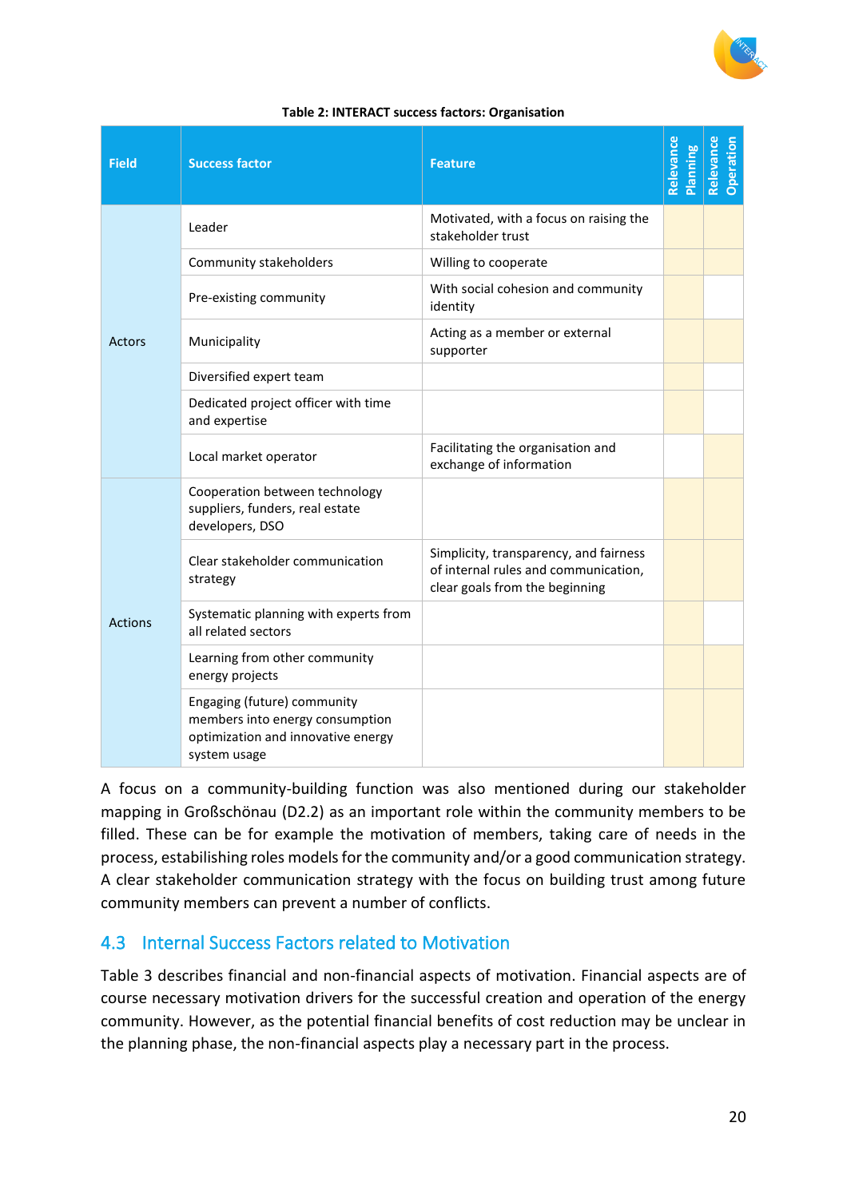**Table 2: INTERACT success factors: Organisation**

| Field | Success factor | Feature | Relevance Planning | Relevance Operation |
|---|---|---|---|---|
| Actors | Leader | Motivated, with a focus on raising the stakeholder trust | | |
| | Community stakeholders | Willing to cooperate | | |
| | Pre-existing community | With social cohesion and community identity | | |
| | Municipality | Acting as a member or external supporter | | |
| | Diversified expert team | | | |
| | Dedicated project officer with time and expertise | | | |
| | Local market operator | Facilitating the organisation and exchange of information | | |
| Actions | Cooperation between technology suppliers, funders, real estate developers, DSO | | | |
| | Clear stakeholder communication strategy | Simplicity, transparency, and fairness of internal rules and communication, clear goals from the beginning | | |
| | Systematic planning with experts from all related sectors | | | |
| | Learning from other community energy projects | | | |
| | Engaging (future) community members into energy consumption optimization and innovative energy system usage | | | |

A focus on a community-building function was also mentioned during our stakeholder mapping in Großschönau (D2.2) as an important role within the community members to be filled. These can be for example the motivation of members, taking care of needs in the process, estabilishing roles models for the community and/or a good communication strategy. A clear stakeholder communication strategy with the focus on building trust among future community members can prevent a number of conflicts.

## 4.3 Internal Success Factors related to Motivation

Table 3 describes financial and non-financial aspects of motivation. Financial aspects are of course necessary motivation drivers for the successful creation and operation of the energy community. However, as the potential financial benefits of cost reduction may be unclear in the planning phase, the non-financial aspects play a necessary part in the process.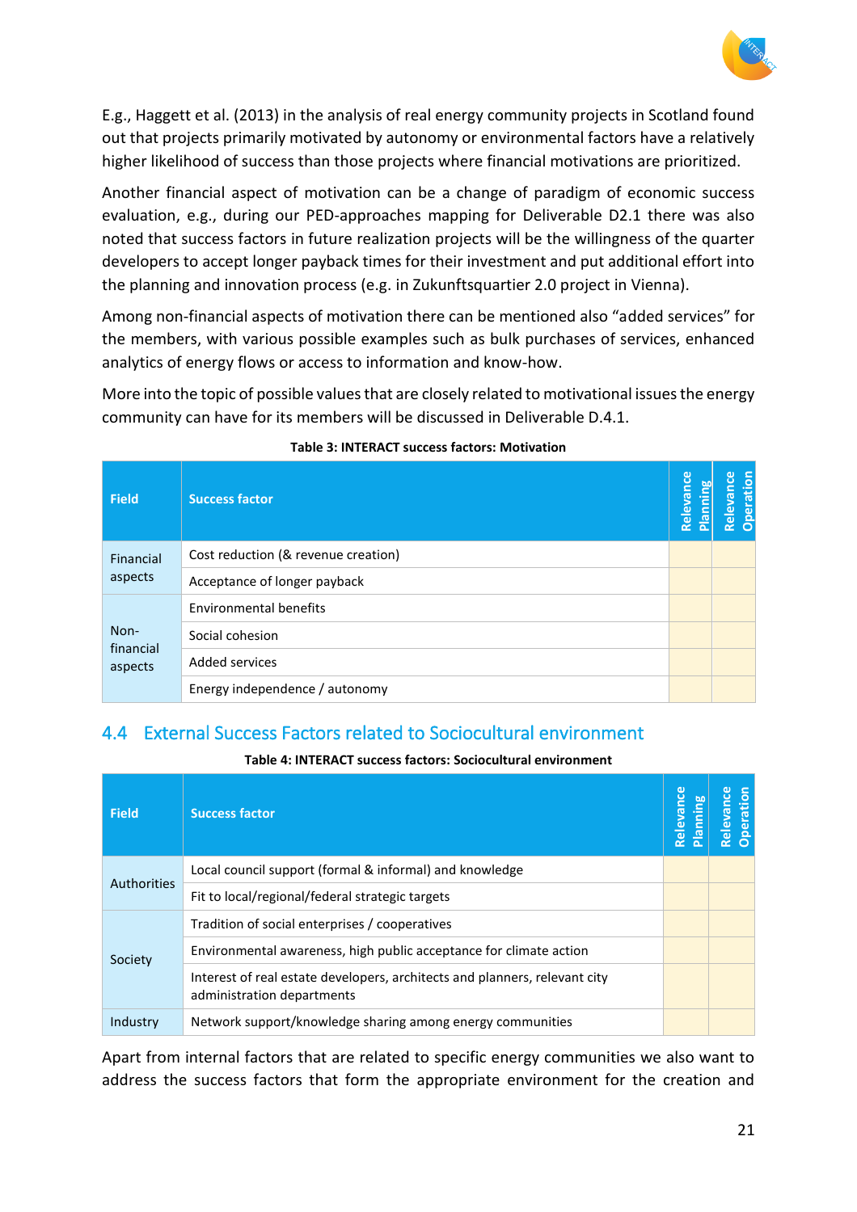E.g., Haggett et al. (2013) in the analysis of real energy community projects in Scotland found out that projects primarily motivated by autonomy or environmental factors have a relatively higher likelihood of success than those projects where financial motivations are prioritized.

Another financial aspect of motivation can be a change of paradigm of economic success evaluation, e.g., during our PED-approaches mapping for Deliverable D2.1 there was also noted that success factors in future realization projects will be the willingness of the quarter developers to accept longer payback times for their investment and put additional effort into the planning and innovation process (e.g. in Zukunftsquartier 2.0 project in Vienna).

Among non-financial aspects of motivation there can be mentioned also "added services" for the members, with various possible examples such as bulk purchases of services, enhanced analytics of energy flows or access to information and know-how.

More into the topic of possible values that are closely related to motivational issues the energy community can have for its members will be discussed in Deliverable D.4.1.

**Table 3: INTERACT success factors: Motivation**

| Field | Success factor | Relevance Planning | Relevance Operation |
|---|---|---|---|
| Financial aspects | Cost reduction (& revenue creation) | | |
| | Acceptance of longer payback | | |
| Non-financial aspects | Environmental benefits | | |
| | Social cohesion | | |
| | Added services | | |
| | Energy independence / autonomy | | |

## 4.4 External Success Factors related to Sociocultural environment

**Table 4: INTERACT success factors: Sociocultural environment**

| Field | Success factor | Relevance Planning | Relevance Operation |
|---|---|---|---|
| Authorities | Local council support (formal & informal) and knowledge | | |
| | Fit to local/regional/federal strategic targets | | |
| Society | Tradition of social enterprises / cooperatives | | |
| | Environmental awareness, high public acceptance for climate action | | |
| | Interest of real estate developers, architects and planners, relevant city administration departments | | |
| Industry | Network support/knowledge sharing among energy communities | | |

Apart from internal factors that are related to specific energy communities we also want to address the success factors that form the appropriate environment for the creation and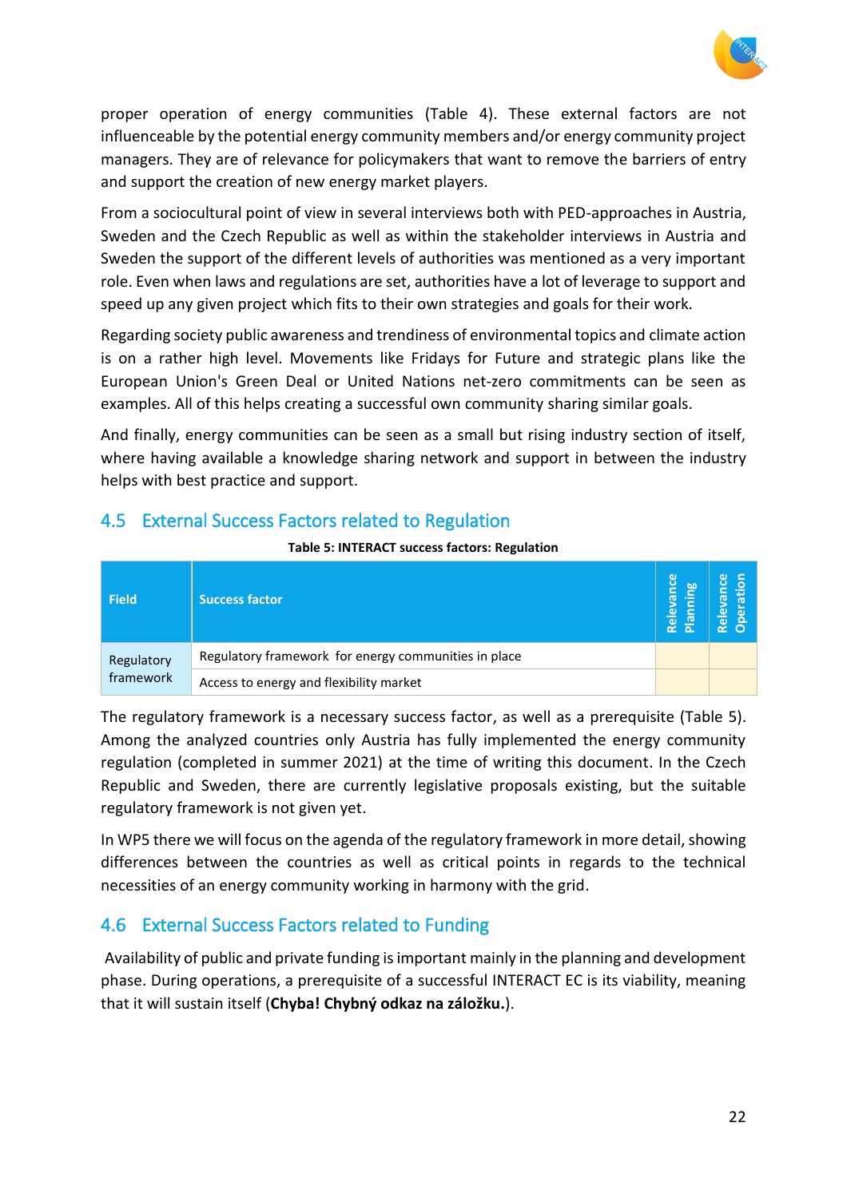proper operation of energy communities (Table 4). These external factors are not influenceable by the potential energy community members and/or energy community project managers. They are of relevance for policymakers that want to remove the barriers of entry and support the creation of new energy market players.

From a sociocultural point of view in several interviews both with PED-approaches in Austria, Sweden and the Czech Republic as well as within the stakeholder interviews in Austria and Sweden the support of the different levels of authorities was mentioned as a very important role. Even when laws and regulations are set, authorities have a lot of leverage to support and speed up any given project which fits to their own strategies and goals for their work.

Regarding society public awareness and trendiness of environmental topics and climate action is on a rather high level. Movements like Fridays for Future and strategic plans like the European Union's Green Deal or United Nations net-zero commitments can be seen as examples. All of this helps creating a successful own community sharing similar goals.

And finally, energy communities can be seen as a small but rising industry section of itself, where having available a knowledge sharing network and support in between the industry helps with best practice and support.

## 4.5 External Success Factors related to Regulation

**Table 5: INTERACT success factors: Regulation**

| Field | Success factor | Relevance Planning | Relevance Operation |
|---|---|---|---|
| Regulatory framework | Regulatory framework for energy communities in place | | |
| | Access to energy and flexibility market | | |

The regulatory framework is a necessary success factor, as well as a prerequisite (Table 5). Among the analyzed countries only Austria has fully implemented the energy community regulation (completed in summer 2021) at the time of writing this document. In the Czech Republic and Sweden, there are currently legislative proposals existing, but the suitable regulatory framework is not given yet.

In WP5 there we will focus on the agenda of the regulatory framework in more detail, showing differences between the countries as well as critical points in regards to the technical necessities of an energy community working in harmony with the grid.

## 4.6 External Success Factors related to Funding

Availability of public and private funding is important mainly in the planning and development phase. During operations, a prerequisite of a successful INTERACT EC is its viability, meaning that it will sustain itself (**Chyba! Chybný odkaz na záložku.**).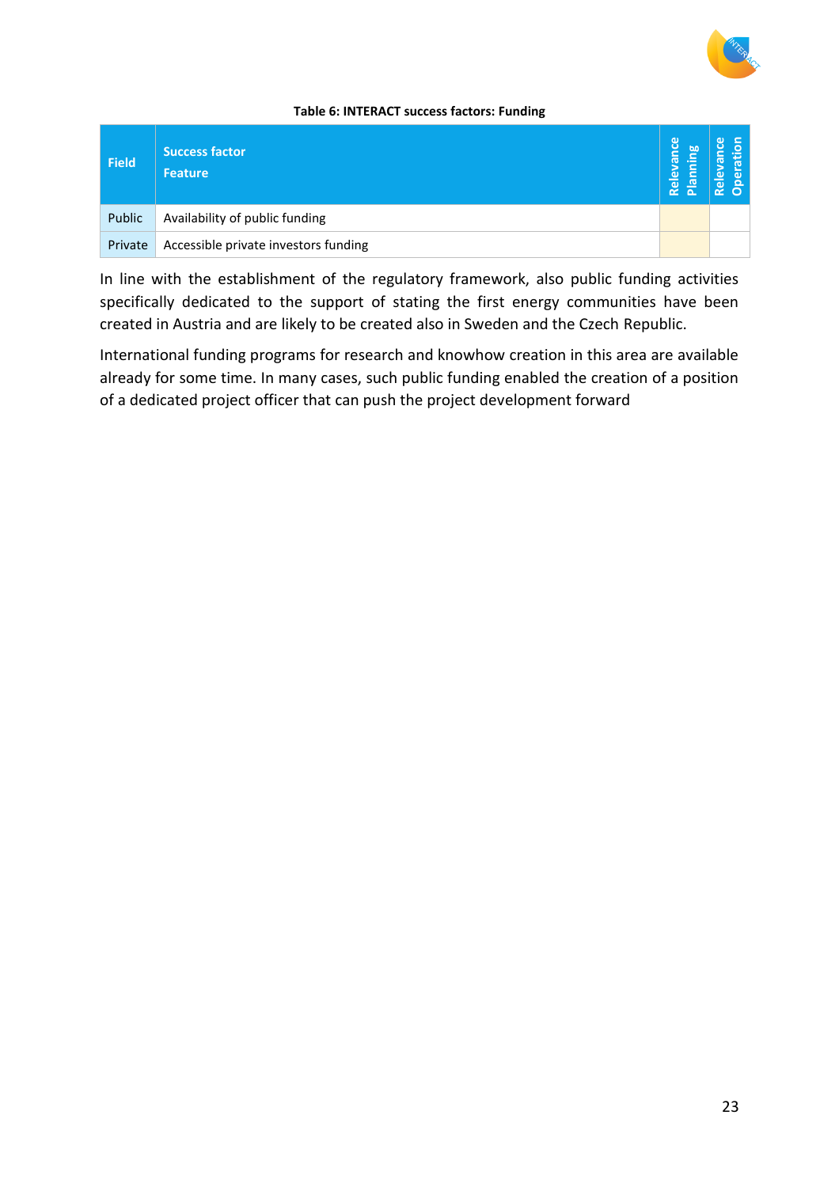**Table 6: INTERACT success factors: Funding**

| Field | Success factor<br>Feature | Relevance Planning | Relevance Operation |
|---|---|---|---|
| Public | Availability of public funding | | |
| Private | Accessible private investors funding | | |

In line with the establishment of the regulatory framework, also public funding activities specifically dedicated to the support of stating the first energy communities have been created in Austria and are likely to be created also in Sweden and the Czech Republic.

International funding programs for research and knowhow creation in this area are available already for some time. In many cases, such public funding enabled the creation of a position of a dedicated project officer that can push the project development forward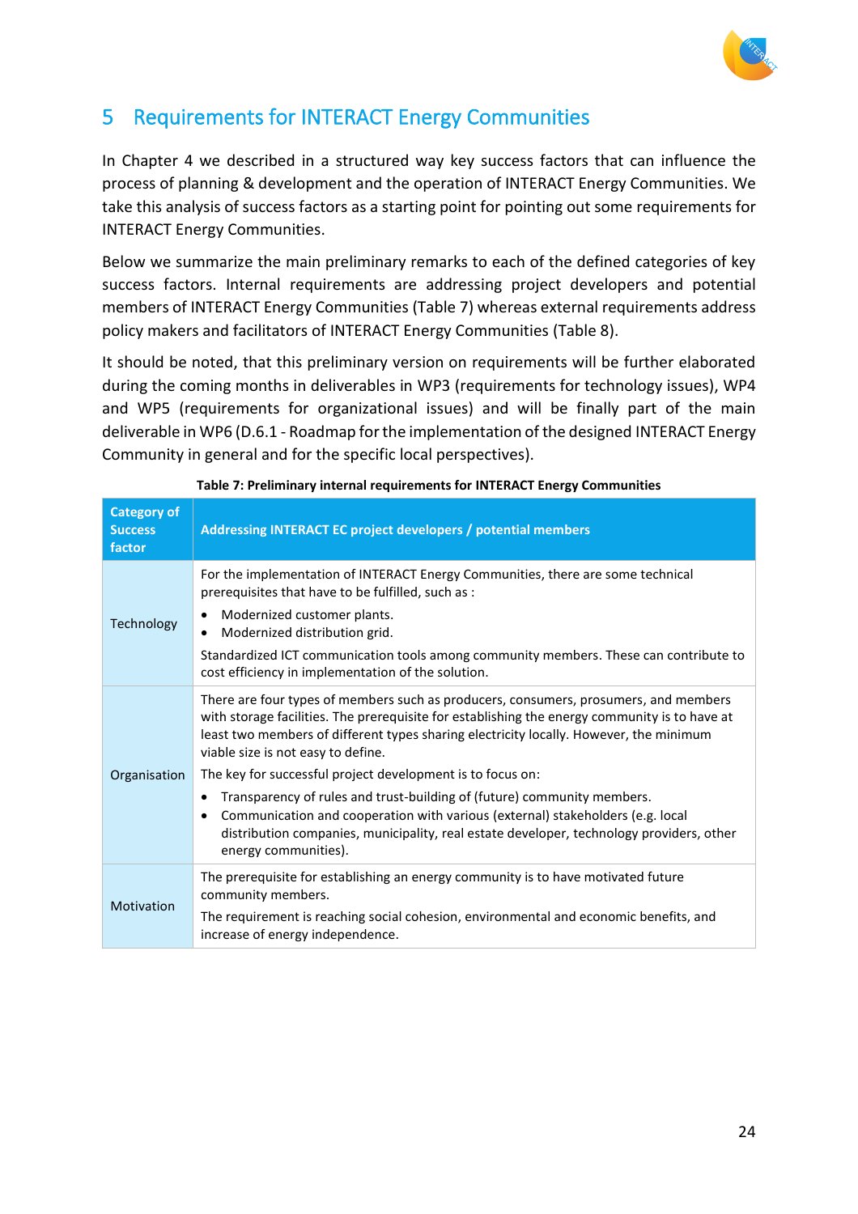# 5 Requirements for INTERACT Energy Communities

In Chapter 4 we described in a structured way key success factors that can influence the process of planning & development and the operation of INTERACT Energy Communities. We take this analysis of success factors as a starting point for pointing out some requirements for INTERACT Energy Communities.

Below we summarize the main preliminary remarks to each of the defined categories of key success factors. Internal requirements are addressing project developers and potential members of INTERACT Energy Communities (Table 7) whereas external requirements address policy makers and facilitators of INTERACT Energy Communities (Table 8).

It should be noted, that this preliminary version on requirements will be further elaborated during the coming months in deliverables in WP3 (requirements for technology issues), WP4 and WP5 (requirements for organizational issues) and will be finally part of the main deliverable in WP6 (D.6.1 - Roadmap for the implementation of the designed INTERACT Energy Community in general and for the specific local perspectives).

**Table 7: Preliminary internal requirements for INTERACT Energy Communities**

| Category of Success factor | Addressing INTERACT EC project developers / potential members |
|---|---|
| Technology | For the implementation of INTERACT Energy Communities, there are some technical prerequisites that have to be fulfilled, such as :<br>• Modernized customer plants.<br>• Modernized distribution grid.<br>Standardized ICT communication tools among community members. These can contribute to cost efficiency in implementation of the solution. |
| Organisation | There are four types of members such as producers, consumers, prosumers, and members with storage facilities. The prerequisite for establishing the energy community is to have at least two members of different types sharing electricity locally. However, the minimum viable size is not easy to define.<br>The key for successful project development is to focus on:<br>• Transparency of rules and trust-building of (future) community members.<br>• Communication and cooperation with various (external) stakeholders (e.g. local distribution companies, municipality, real estate developer, technology providers, other energy communities). |
| Motivation | The prerequisite for establishing an energy community is to have motivated future community members.<br>The requirement is reaching social cohesion, environmental and economic benefits, and increase of energy independence. |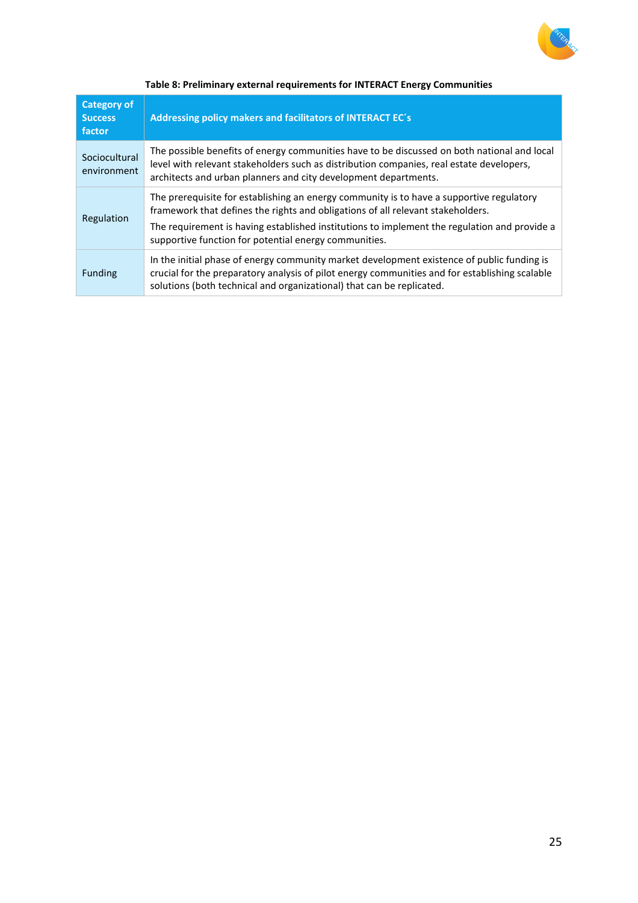**Table 8: Preliminary external requirements for INTERACT Energy Communities**

| Category of Success factor | Addressing policy makers and facilitators of INTERACT EC´s |
|---|---|
| Sociocultural environment | The possible benefits of energy communities have to be discussed on both national and local level with relevant stakeholders such as distribution companies, real estate developers, architects and urban planners and city development departments. |
| Regulation | The prerequisite for establishing an energy community is to have a supportive regulatory framework that defines the rights and obligations of all relevant stakeholders.<br>The requirement is having established institutions to implement the regulation and provide a supportive function for potential energy communities. |
| Funding | In the initial phase of energy community market development existence of public funding is crucial for the preparatory analysis of pilot energy communities and for establishing scalable solutions (both technical and organizational) that can be replicated. |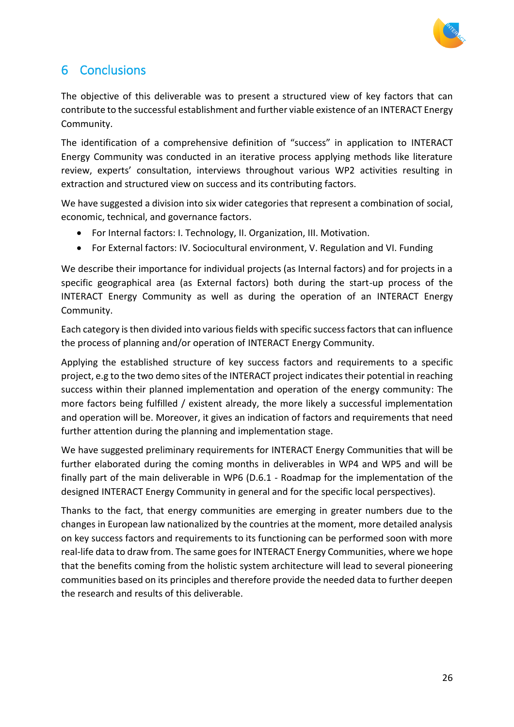# 6 Conclusions

The objective of this deliverable was to present a structured view of key factors that can contribute to the successful establishment and further viable existence of an INTERACT Energy Community.

The identification of a comprehensive definition of “success” in application to INTERACT Energy Community was conducted in an iterative process applying methods like literature review, experts’ consultation, interviews throughout various WP2 activities resulting in extraction and structured view on success and its contributing factors.

We have suggested a division into six wider categories that represent a combination of social, economic, technical, and governance factors.

- For Internal factors: I. Technology, II. Organization, III. Motivation.
- For External factors: IV. Sociocultural environment, V. Regulation and VI. Funding

We describe their importance for individual projects (as Internal factors) and for projects in a specific geographical area (as External factors) both during the start-up process of the INTERACT Energy Community as well as during the operation of an INTERACT Energy Community.

Each category is then divided into various fields with specific success factors that can influence the process of planning and/or operation of INTERACT Energy Community.

Applying the established structure of key success factors and requirements to a specific project, e.g to the two demo sites of the INTERACT project indicates their potential in reaching success within their planned implementation and operation of the energy community: The more factors being fulfilled / existent already, the more likely a successful implementation and operation will be. Moreover, it gives an indication of factors and requirements that need further attention during the planning and implementation stage.

We have suggested preliminary requirements for INTERACT Energy Communities that will be further elaborated during the coming months in deliverables in WP4 and WP5 and will be finally part of the main deliverable in WP6 (D.6.1 - Roadmap for the implementation of the designed INTERACT Energy Community in general and for the specific local perspectives).

Thanks to the fact, that energy communities are emerging in greater numbers due to the changes in European law nationalized by the countries at the moment, more detailed analysis on key success factors and requirements to its functioning can be performed soon with more real-life data to draw from. The same goes for INTERACT Energy Communities, where we hope that the benefits coming from the holistic system architecture will lead to several pioneering communities based on its principles and therefore provide the needed data to further deepen the research and results of this deliverable.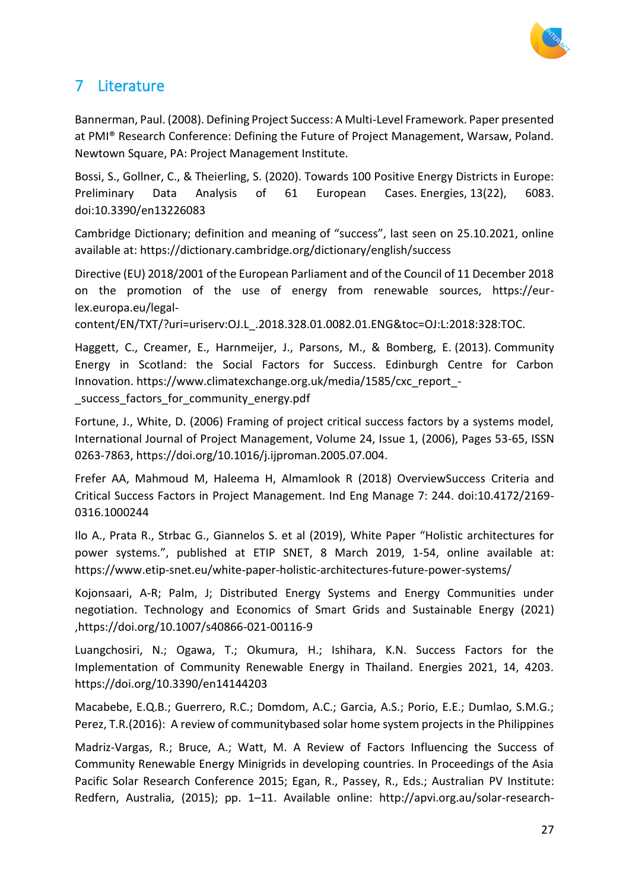# 7 Literature

Bannerman, Paul. (2008). Defining Project Success: A Multi-Level Framework. Paper presented at PMI® Research Conference: Defining the Future of Project Management, Warsaw, Poland. Newtown Square, PA: Project Management Institute.

Bossi, S., Gollner, C., & Theierling, S. (2020). Towards 100 Positive Energy Districts in Europe: Preliminary Data Analysis of 61 European Cases. Energies, 13(22), 6083. doi:10.3390/en13226083

Cambridge Dictionary; definition and meaning of "success", last seen on 25.10.2021, online available at: https://dictionary.cambridge.org/dictionary/english/success

Directive (EU) 2018/2001 of the European Parliament and of the Council of 11 December 2018 on the promotion of the use of energy from renewable sources, https://eur-lex.europa.eu/legal-content/EN/TXT/?uri=uriserv:OJ.L_.2018.328.01.0082.01.ENG&toc=OJ:L:2018:328:TOC.

Haggett, C., Creamer, E., Harnmeijer, J., Parsons, M., & Bomberg, E. (2013). Community Energy in Scotland: the Social Factors for Success. Edinburgh Centre for Carbon Innovation. https://www.climatexchange.org.uk/media/1585/cxc_report_-_success_factors_for_community_energy.pdf

Fortune, J., White, D. (2006) Framing of project critical success factors by a systems model, International Journal of Project Management, Volume 24, Issue 1, (2006), Pages 53-65, ISSN 0263-7863, https://doi.org/10.1016/j.ijproman.2005.07.004.

Frefer AA, Mahmoud M, Haleema H, Almamlook R (2018) OverviewSuccess Criteria and Critical Success Factors in Project Management. Ind Eng Manage 7: 244. doi:10.4172/2169-0316.1000244

Ilo A., Prata R., Strbac G., Giannelos S. et al (2019), White Paper "Holistic architectures for power systems.", published at ETIP SNET, 8 March 2019, 1-54, online available at: https://www.etip-snet.eu/white-paper-holistic-architectures-future-power-systems/

Kojonsaari, A-R; Palm, J; Distributed Energy Systems and Energy Communities under negotiation. Technology and Economics of Smart Grids and Sustainable Energy (2021) ,https://doi.org/10.1007/s40866-021-00116-9

Luangchosiri, N.; Ogawa, T.; Okumura, H.; Ishihara, K.N. Success Factors for the Implementation of Community Renewable Energy in Thailand. Energies 2021, 14, 4203. https://doi.org/10.3390/en14144203

Macabebe, E.Q.B.; Guerrero, R.C.; Domdom, A.C.; Garcia, A.S.; Porio, E.E.; Dumlao, S.M.G.; Perez, T.R.(2016): A review of communitybased solar home system projects in the Philippines

Madriz-Vargas, R.; Bruce, A.; Watt, M. A Review of Factors Influencing the Success of Community Renewable Energy Minigrids in developing countries. In Proceedings of the Asia Pacific Solar Research Conference 2015; Egan, R., Passey, R., Eds.; Australian PV Institute: Redfern, Australia, (2015); pp. 1–11. Available online: http://apvi.org.au/solar-research-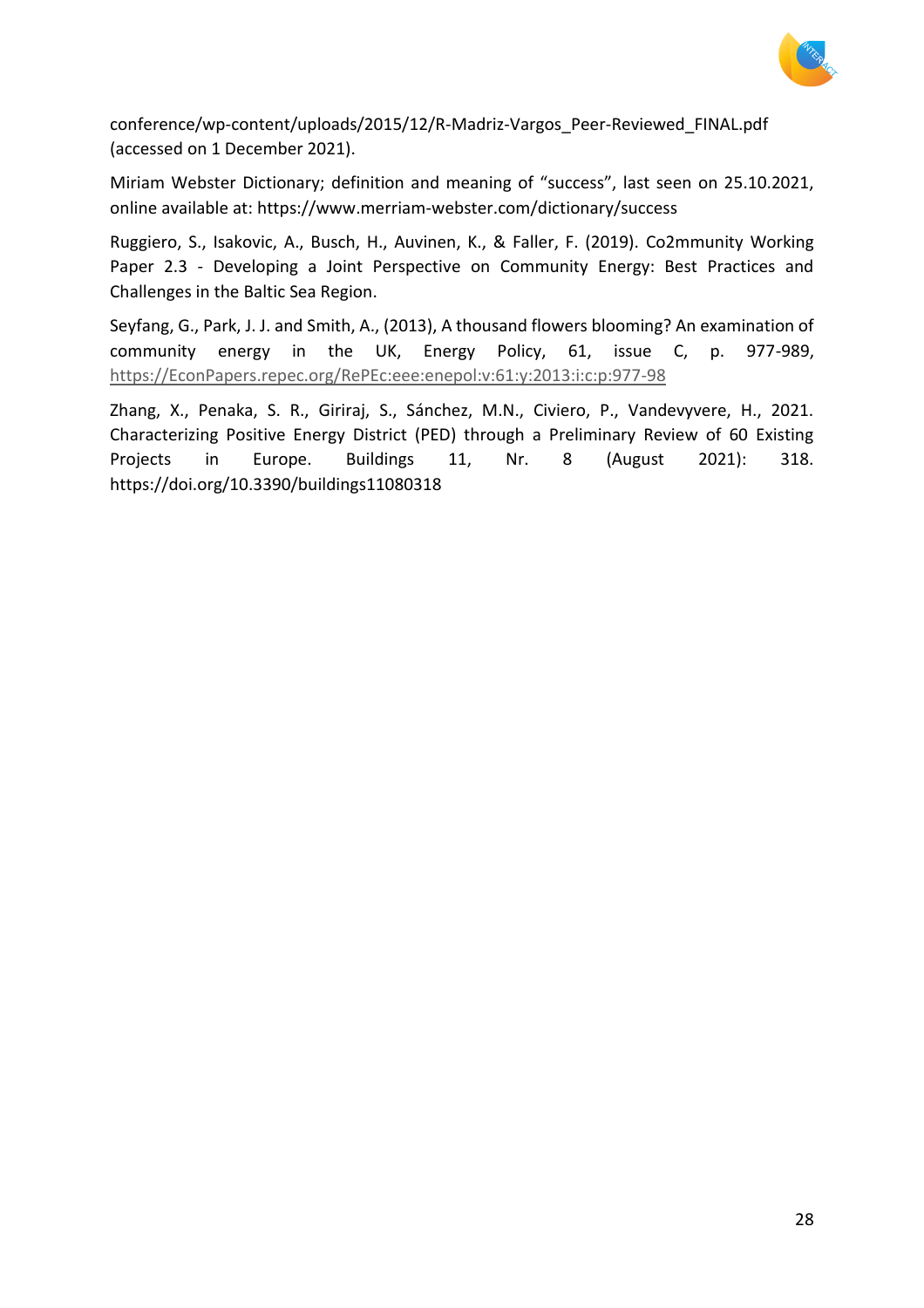conference/wp-content/uploads/2015/12/R-Madriz-Vargos_Peer-Reviewed_FINAL.pdf (accessed on 1 December 2021).

Miriam Webster Dictionary; definition and meaning of “success”, last seen on 25.10.2021, online available at: https://www.merriam-webster.com/dictionary/success

Ruggiero, S., Isakovic, A., Busch, H., Auvinen, K., & Faller, F. (2019). Co2mmunity Working Paper 2.3 - Developing a Joint Perspective on Community Energy: Best Practices and Challenges in the Baltic Sea Region.

Seyfang, G., Park, J. J. and Smith, A., (2013), A thousand flowers blooming? An examination of community energy in the UK, Energy Policy, 61, issue C, p. 977-989, https://EconPapers.repec.org/RePEc:eee:enepol:v:61:y:2013:i:c:p:977-98

Zhang, X., Penaka, S. R., Giriraj, S., Sánchez, M.N., Civiero, P., Vandevyvere, H., 2021. Characterizing Positive Energy District (PED) through a Preliminary Review of 60 Existing Projects in Europe. Buildings 11, Nr. 8 (August 2021): 318. https://doi.org/10.3390/buildings11080318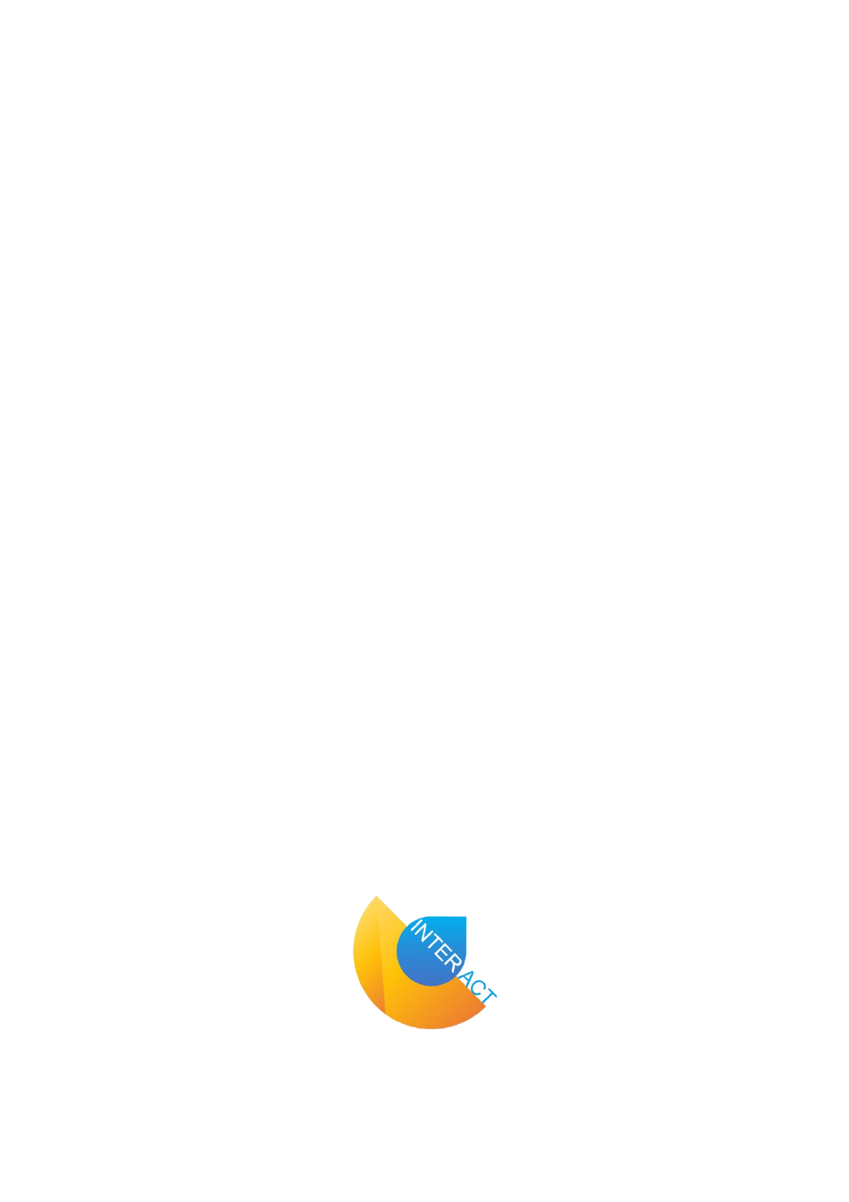INTERACT